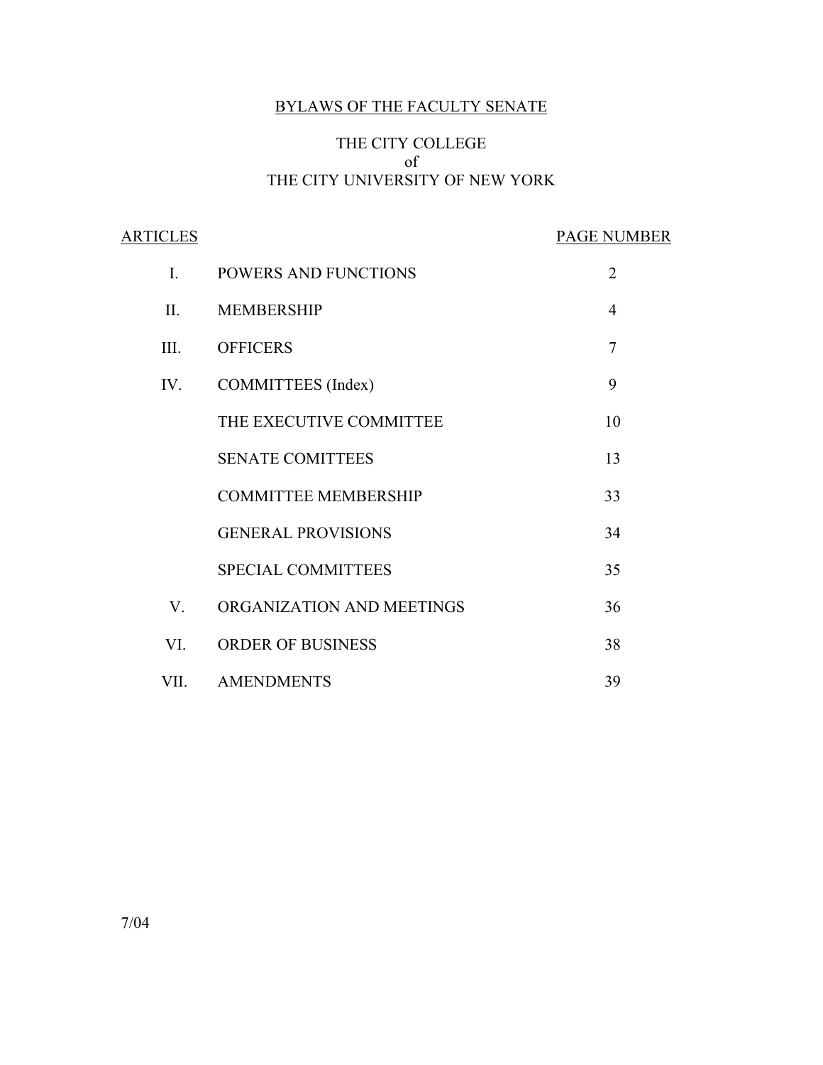# BYLAWS OF THE FACULTY SENATE

## THE CITY COLLEGE
## of
## THE CITY UNIVERSITY OF NEW YORK

| ARTICLES | | PAGE NUMBER |
|---|---|---|
| I. | POWERS AND FUNCTIONS | 2 |
| II. | MEMBERSHIP | 4 |
| III. | OFFICERS | 7 |
| IV. | COMMITTEES (Index) | 9 |
| | THE EXECUTIVE COMMITTEE | 10 |
| | SENATE COMITTEES | 13 |
| | COMMITTEE MEMBERSHIP | 33 |
| | GENERAL PROVISIONS | 34 |
| | SPECIAL COMMITTEES | 35 |
| V. | ORGANIZATION AND MEETINGS | 36 |
| VI. | ORDER OF BUSINESS | 38 |
| VII. | AMENDMENTS | 39 |

7/04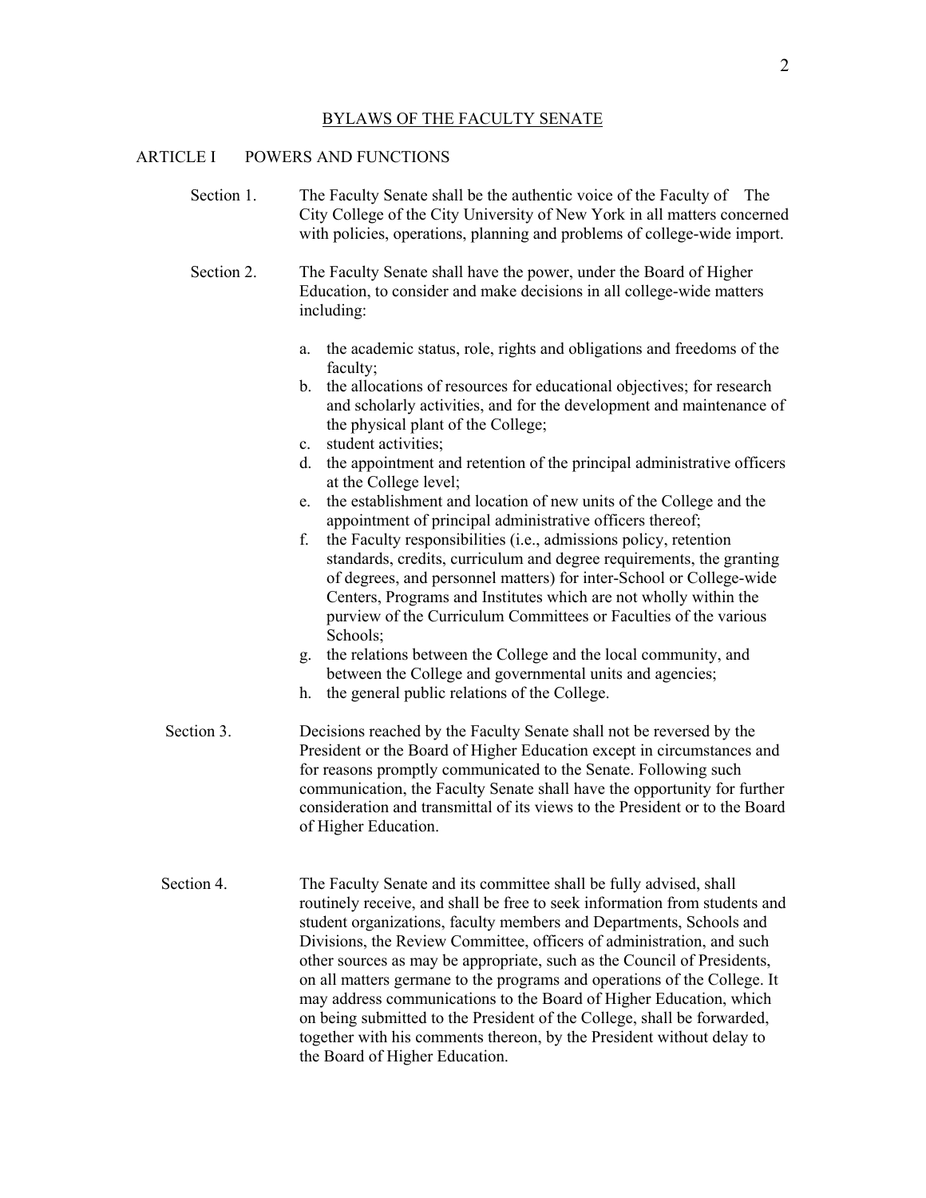# BYLAWS OF THE FACULTY SENATE

## ARTICLE I POWERS AND FUNCTIONS

Section 1. The Faculty Senate shall be the authentic voice of the Faculty of The City College of the City University of New York in all matters concerned with policies, operations, planning and problems of college-wide import.

Section 2. The Faculty Senate shall have the power, under the Board of Higher Education, to consider and make decisions in all college-wide matters including:

a. the academic status, role, rights and obligations and freedoms of the faculty;
b. the allocations of resources for educational objectives; for research and scholarly activities, and for the development and maintenance of the physical plant of the College;
c. student activities;
d. the appointment and retention of the principal administrative officers at the College level;
e. the establishment and location of new units of the College and the appointment of principal administrative officers thereof;
f. the Faculty responsibilities (i.e., admissions policy, retention standards, credits, curriculum and degree requirements, the granting of degrees, and personnel matters) for inter-School or College-wide Centers, Programs and Institutes which are not wholly within the purview of the Curriculum Committees or Faculties of the various Schools;
g. the relations between the College and the local community, and between the College and governmental units and agencies;
h. the general public relations of the College.

Section 3. Decisions reached by the Faculty Senate shall not be reversed by the President or the Board of Higher Education except in circumstances and for reasons promptly communicated to the Senate. Following such communication, the Faculty Senate shall have the opportunity for further consideration and transmittal of its views to the President or to the Board of Higher Education.

Section 4. The Faculty Senate and its committee shall be fully advised, shall routinely receive, and shall be free to seek information from students and student organizations, faculty members and Departments, Schools and Divisions, the Review Committee, officers of administration, and such other sources as may be appropriate, such as the Council of Presidents, on all matters germane to the programs and operations of the College. It may address communications to the Board of Higher Education, which on being submitted to the President of the College, shall be forwarded, together with his comments thereon, by the President without delay to the Board of Higher Education.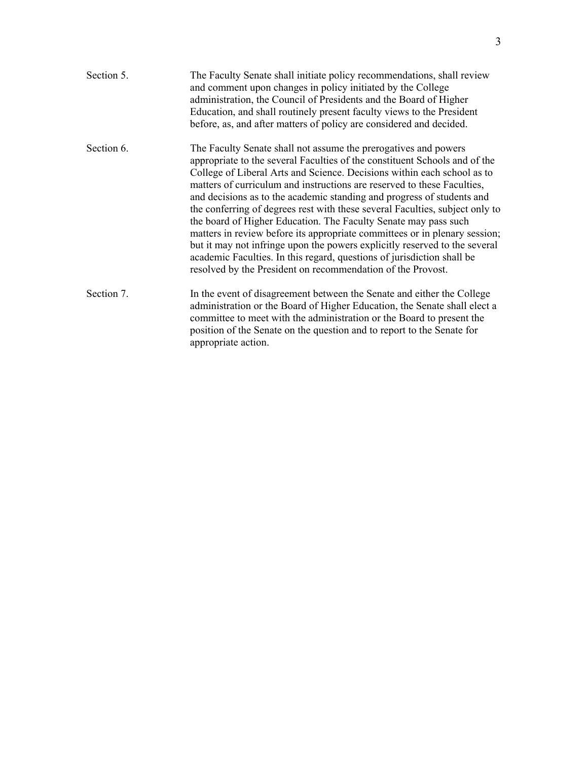Section 5. The Faculty Senate shall initiate policy recommendations, shall review and comment upon changes in policy initiated by the College administration, the Council of Presidents and the Board of Higher Education, and shall routinely present faculty views to the President before, as, and after matters of policy are considered and decided.

Section 6. The Faculty Senate shall not assume the prerogatives and powers appropriate to the several Faculties of the constituent Schools and of the College of Liberal Arts and Science. Decisions within each school as to matters of curriculum and instructions are reserved to these Faculties, and decisions as to the academic standing and progress of students and the conferring of degrees rest with these several Faculties, subject only to the board of Higher Education. The Faculty Senate may pass such matters in review before its appropriate committees or in plenary session; but it may not infringe upon the powers explicitly reserved to the several academic Faculties. In this regard, questions of jurisdiction shall be resolved by the President on recommendation of the Provost.

Section 7. In the event of disagreement between the Senate and either the College administration or the Board of Higher Education, the Senate shall elect a committee to meet with the administration or the Board to present the position of the Senate on the question and to report to the Senate for appropriate action.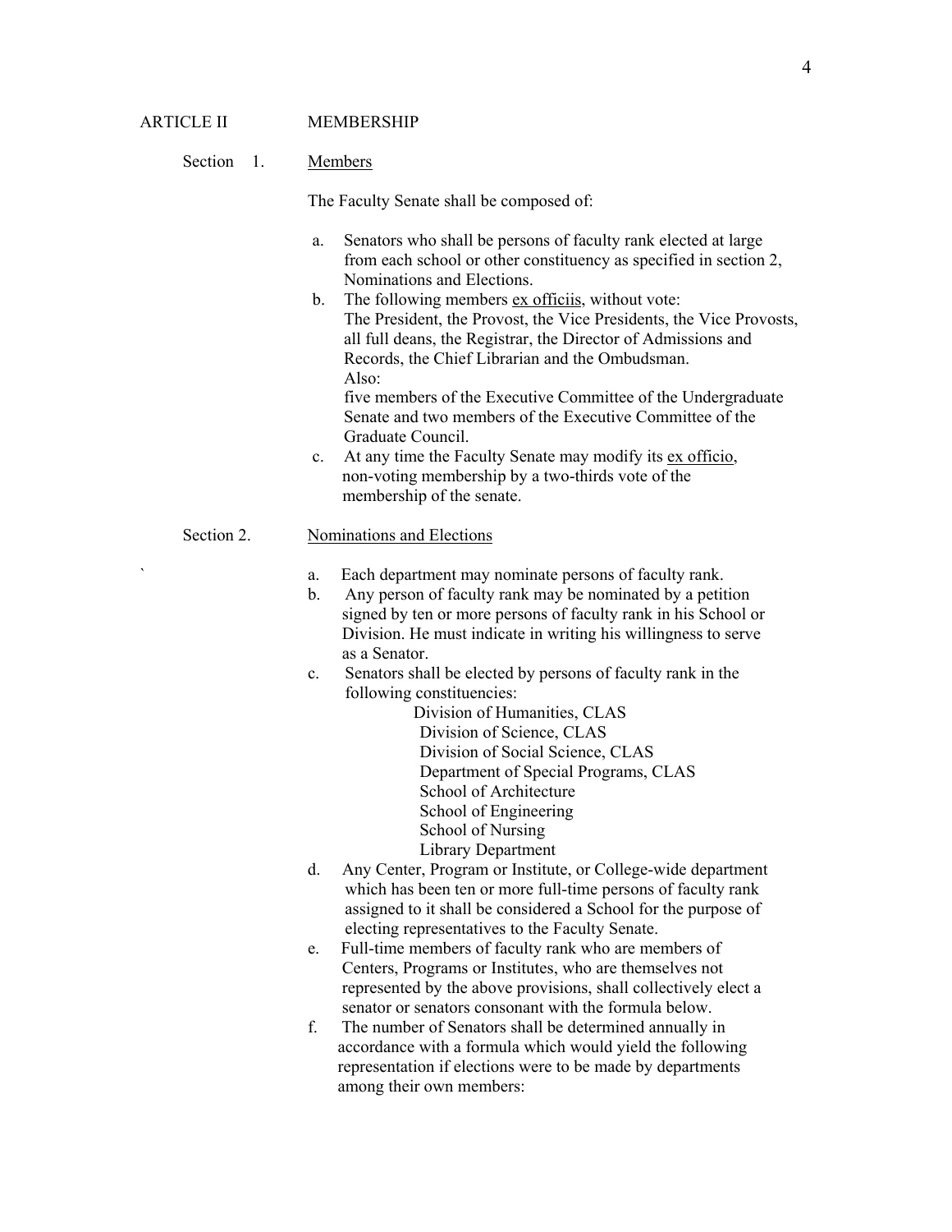## ARTICLE II MEMBERSHIP

### Section 1. Members

The Faculty Senate shall be composed of:

a. Senators who shall be persons of faculty rank elected at large from each school or other constituency as specified in section 2, Nominations and Elections.

b. The following members ex officiis, without vote:
The President, the Provost, the Vice Presidents, the Vice Provosts, all full deans, the Registrar, the Director of Admissions and Records, the Chief Librarian and the Ombudsman.
Also:
five members of the Executive Committee of the Undergraduate Senate and two members of the Executive Committee of the Graduate Council.

c. At any time the Faculty Senate may modify its ex officio, non-voting membership by a two-thirds vote of the membership of the senate.

### Section 2. Nominations and Elections

a. Each department may nominate persons of faculty rank.

b. Any person of faculty rank may be nominated by a petition signed by ten or more persons of faculty rank in his School or Division. He must indicate in writing his willingness to serve as a Senator.

c. Senators shall be elected by persons of faculty rank in the following constituencies:
   - Division of Humanities, CLAS
   - Division of Science, CLAS
   - Division of Social Science, CLAS
   - Department of Special Programs, CLAS
   - School of Architecture
   - School of Engineering
   - School of Nursing
   - Library Department

d. Any Center, Program or Institute, or College-wide department which has been ten or more full-time persons of faculty rank assigned to it shall be considered a School for the purpose of electing representatives to the Faculty Senate.

e. Full-time members of faculty rank who are members of Centers, Programs or Institutes, who are themselves not represented by the above provisions, shall collectively elect a senator or senators consonant with the formula below.

f. The number of Senators shall be determined annually in accordance with a formula which would yield the following representation if elections were to be made by departments among their own members: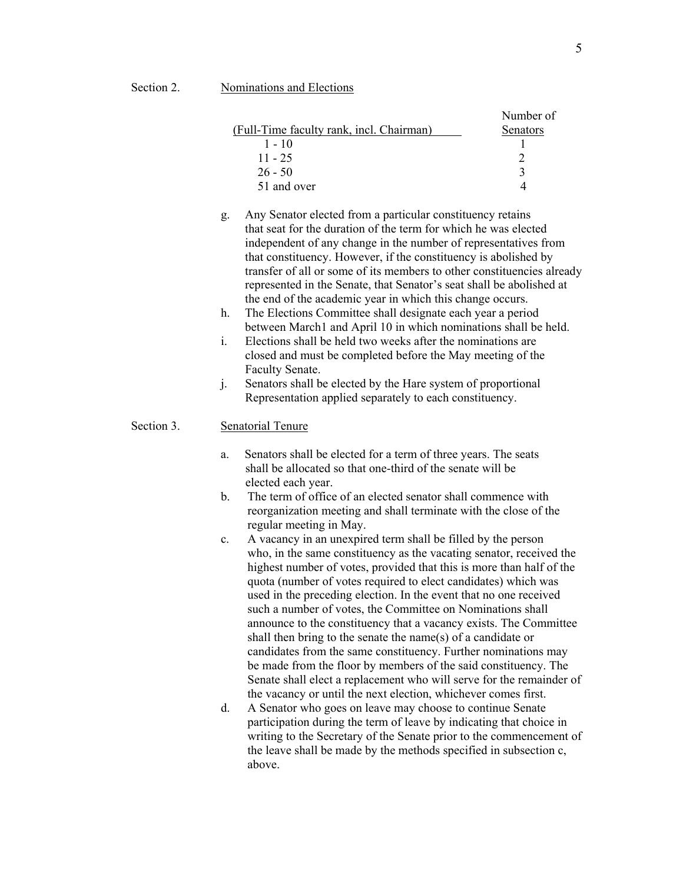## Section 2. Nominations and Elections

| (Full-Time faculty rank, incl. Chairman) | Number of Senators |
|---|---|
| 1 - 10 | 1 |
| 11 - 25 | 2 |
| 26 - 50 | 3 |
| 51 and over | 4 |

g. Any Senator elected from a particular constituency retains that seat for the duration of the term for which he was elected independent of any change in the number of representatives from that constituency. However, if the constituency is abolished by transfer of all or some of its members to other constituencies already represented in the Senate, that Senator's seat shall be abolished at the end of the academic year in which this change occurs.

h. The Elections Committee shall designate each year a period between March1 and April 10 in which nominations shall be held.

i. Elections shall be held two weeks after the nominations are closed and must be completed before the May meeting of the Faculty Senate.

j. Senators shall be elected by the Hare system of proportional Representation applied separately to each constituency.

## Section 3. Senatorial Tenure

a. Senators shall be elected for a term of three years. The seats shall be allocated so that one-third of the senate will be elected each year.

b. The term of office of an elected senator shall commence with reorganization meeting and shall terminate with the close of the regular meeting in May.

c. A vacancy in an unexpired term shall be filled by the person who, in the same constituency as the vacating senator, received the highest number of votes, provided that this is more than half of the quota (number of votes required to elect candidates) which was used in the preceding election. In the event that no one received such a number of votes, the Committee on Nominations shall announce to the constituency that a vacancy exists. The Committee shall then bring to the senate the name(s) of a candidate or candidates from the same constituency. Further nominations may be made from the floor by members of the said constituency. The Senate shall elect a replacement who will serve for the remainder of the vacancy or until the next election, whichever comes first.

d. A Senator who goes on leave may choose to continue Senate participation during the term of leave by indicating that choice in writing to the Secretary of the Senate prior to the commencement of the leave shall be made by the methods specified in subsection c, above.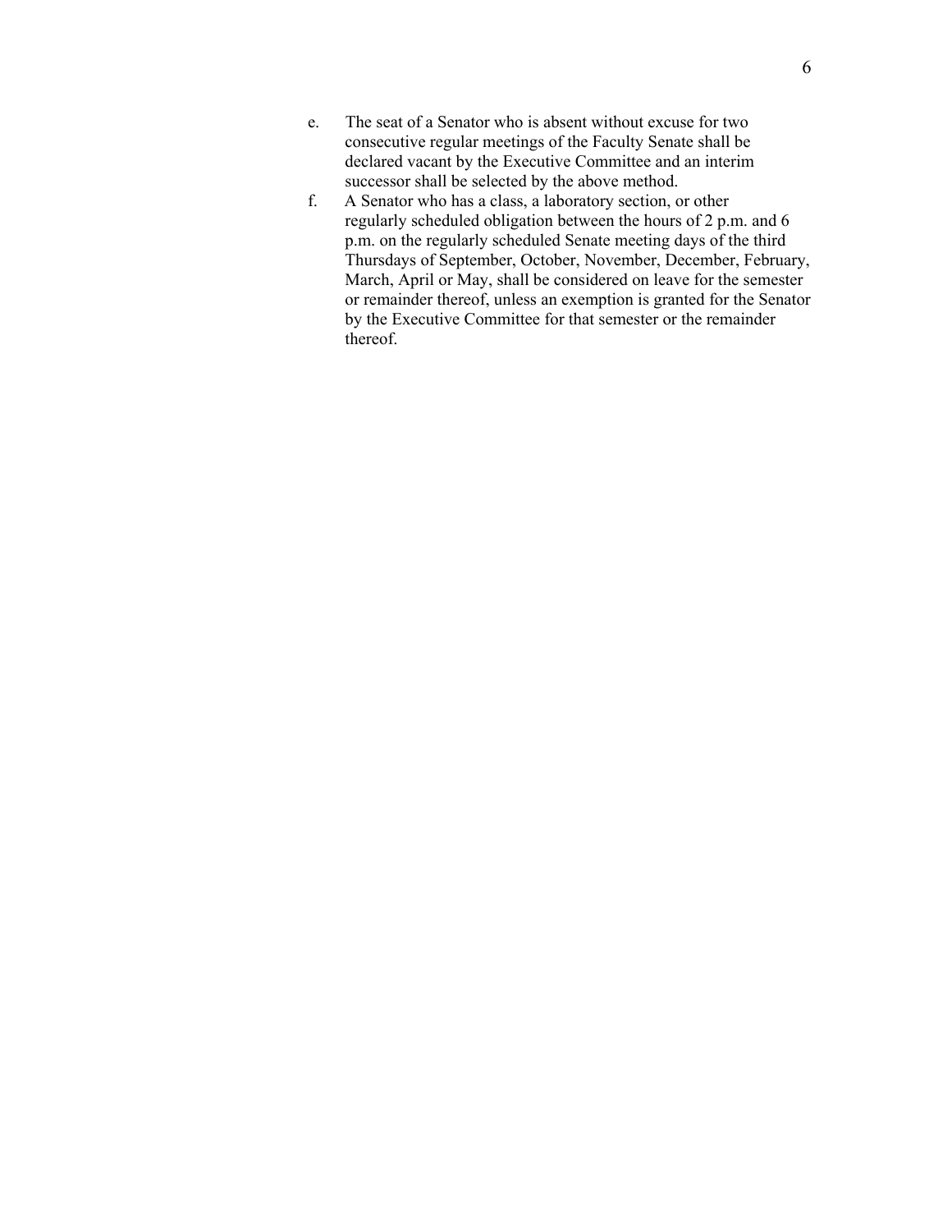e. The seat of a Senator who is absent without excuse for two consecutive regular meetings of the Faculty Senate shall be declared vacant by the Executive Committee and an interim successor shall be selected by the above method.

f. A Senator who has a class, a laboratory section, or other regularly scheduled obligation between the hours of 2 p.m. and 6 p.m. on the regularly scheduled Senate meeting days of the third Thursdays of September, October, November, December, February, March, April or May, shall be considered on leave for the semester or remainder thereof, unless an exemption is granted for the Senator by the Executive Committee for that semester or the remainder thereof.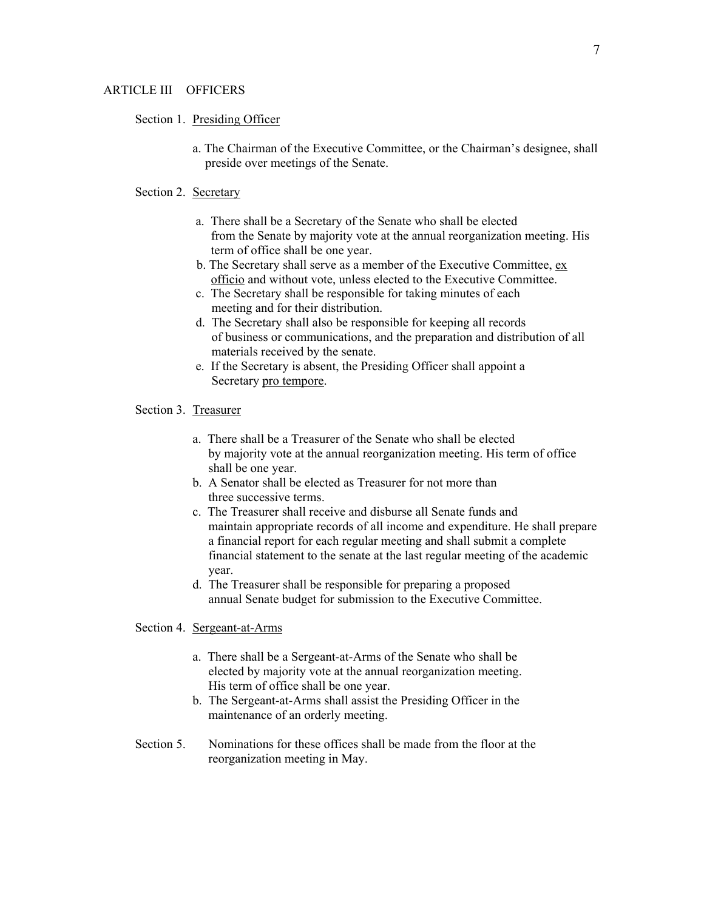## ARTICLE III OFFICERS

### Section 1. Presiding Officer

a. The Chairman of the Executive Committee, or the Chairman's designee, shall preside over meetings of the Senate.

### Section 2. Secretary

a. There shall be a Secretary of the Senate who shall be elected from the Senate by majority vote at the annual reorganization meeting. His term of office shall be one year.

b. The Secretary shall serve as a member of the Executive Committee, ex officio and without vote, unless elected to the Executive Committee.

c. The Secretary shall be responsible for taking minutes of each meeting and for their distribution.

d. The Secretary shall also be responsible for keeping all records of business or communications, and the preparation and distribution of all materials received by the senate.

e. If the Secretary is absent, the Presiding Officer shall appoint a Secretary pro tempore.

### Section 3. Treasurer

a. There shall be a Treasurer of the Senate who shall be elected by majority vote at the annual reorganization meeting. His term of office shall be one year.

b. A Senator shall be elected as Treasurer for not more than three successive terms.

c. The Treasurer shall receive and disburse all Senate funds and maintain appropriate records of all income and expenditure. He shall prepare a financial report for each regular meeting and shall submit a complete financial statement to the senate at the last regular meeting of the academic year.

d. The Treasurer shall be responsible for preparing a proposed annual Senate budget for submission to the Executive Committee.

### Section 4. Sergeant-at-Arms

a. There shall be a Sergeant-at-Arms of the Senate who shall be elected by majority vote at the annual reorganization meeting. His term of office shall be one year.

b. The Sergeant-at-Arms shall assist the Presiding Officer in the maintenance of an orderly meeting.

### Section 5.

Nominations for these offices shall be made from the floor at the reorganization meeting in May.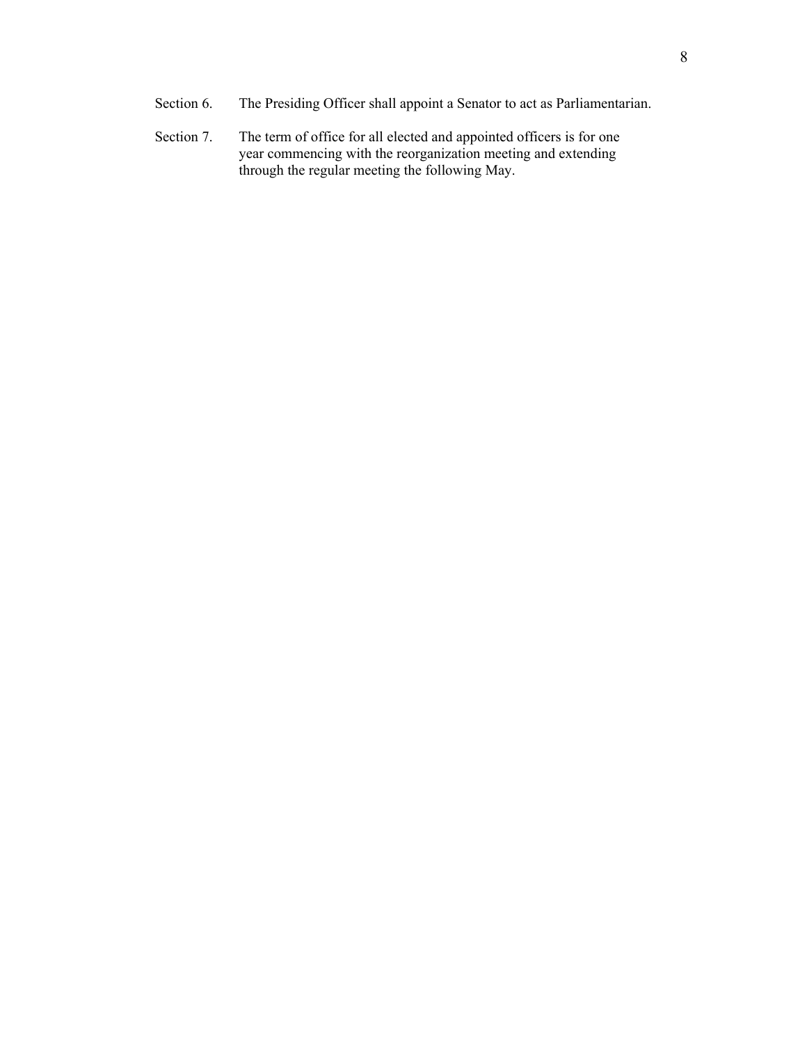Section 6. The Presiding Officer shall appoint a Senator to act as Parliamentarian.

Section 7. The term of office for all elected and appointed officers is for one year commencing with the reorganization meeting and extending through the regular meeting the following May.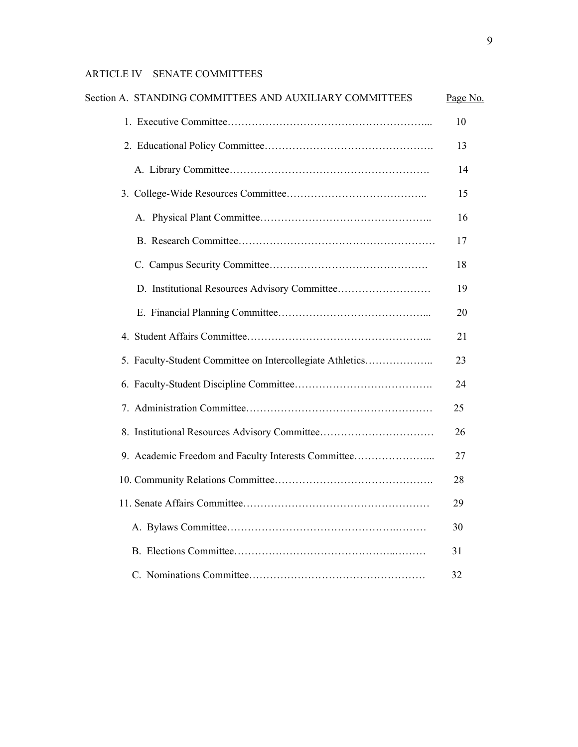## ARTICLE IV SENATE COMMITTEES

| Section A. STANDING COMMITTEES AND AUXILIARY COMMITTEES | Page No. |
|---|---|
| 1. Executive Committee | 10 |
| 2. Educational Policy Committee | 13 |
|     A. Library Committee | 14 |
| 3. College-Wide Resources Committee | 15 |
|     A. Physical Plant Committee | 16 |
|     B. Research Committee | 17 |
|     C. Campus Security Committee | 18 |
|     D. Institutional Resources Advisory Committee | 19 |
|     E. Financial Planning Committee | 20 |
| 4. Student Affairs Committee | 21 |
| 5. Faculty-Student Committee on Intercollegiate Athletics | 23 |
| 6. Faculty-Student Discipline Committee | 24 |
| 7. Administration Committee | 25 |
| 8. Institutional Resources Advisory Committee | 26 |
| 9. Academic Freedom and Faculty Interests Committee | 27 |
| 10. Community Relations Committee | 28 |
| 11. Senate Affairs Committee | 29 |
|     A. Bylaws Committee | 30 |
|     B. Elections Committee | 31 |
|     C. Nominations Committee | 32 |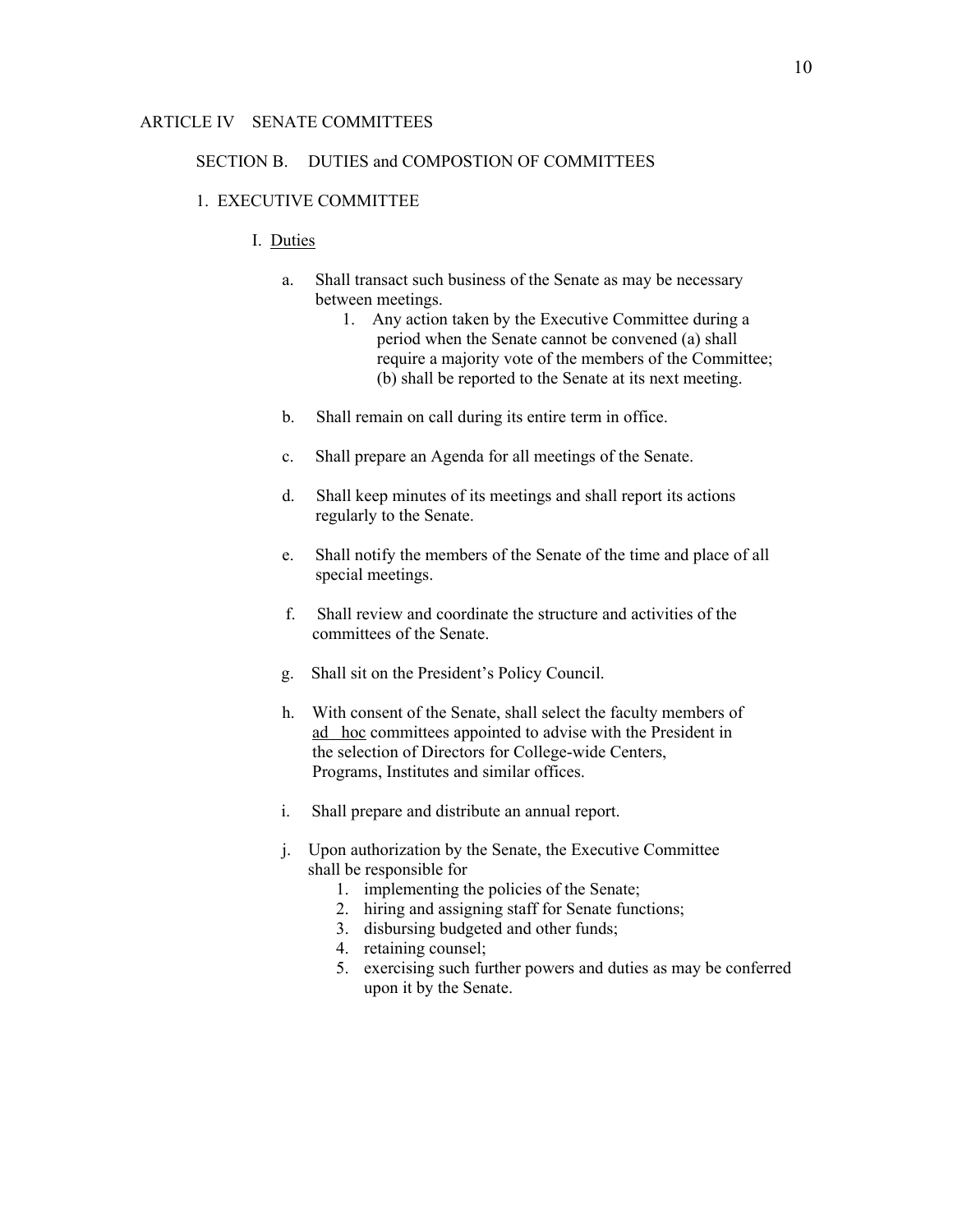## ARTICLE IV SENATE COMMITTEES

### SECTION B. DUTIES and COMPOSTION OF COMMITTEES

#### 1. EXECUTIVE COMMITTEE

I. Duties

a. Shall transact such business of the Senate as may be necessary between meetings.
   1. Any action taken by the Executive Committee during a period when the Senate cannot be convened (a) shall require a majority vote of the members of the Committee; (b) shall be reported to the Senate at its next meeting.

b. Shall remain on call during its entire term in office.

c. Shall prepare an Agenda for all meetings of the Senate.

d. Shall keep minutes of its meetings and shall report its actions regularly to the Senate.

e. Shall notify the members of the Senate of the time and place of all special meetings.

f. Shall review and coordinate the structure and activities of the committees of the Senate.

g. Shall sit on the President's Policy Council.

h. With consent of the Senate, shall select the faculty members of ad hoc committees appointed to advise with the President in the selection of Directors for College-wide Centers, Programs, Institutes and similar offices.

i. Shall prepare and distribute an annual report.

j. Upon authorization by the Senate, the Executive Committee shall be responsible for
   1. implementing the policies of the Senate;
   2. hiring and assigning staff for Senate functions;
   3. disbursing budgeted and other funds;
   4. retaining counsel;
   5. exercising such further powers and duties as may be conferred upon it by the Senate.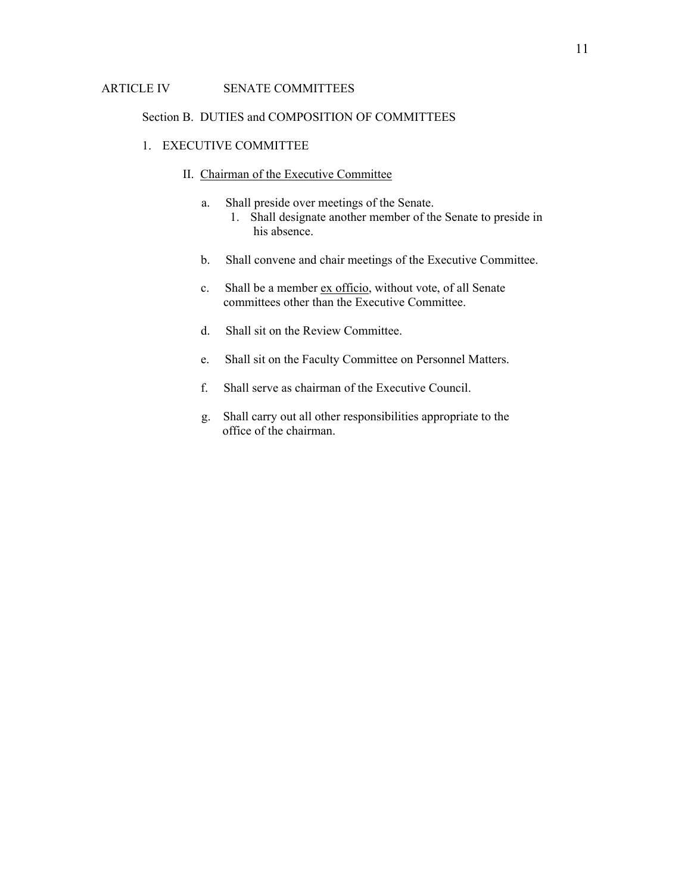ARTICLE IV SENATE COMMITTEES

Section B. DUTIES and COMPOSITION OF COMMITTEES

1. EXECUTIVE COMMITTEE

II. Chairman of the Executive Committee

a. Shall preside over meetings of the Senate.
   1. Shall designate another member of the Senate to preside in his absence.

b. Shall convene and chair meetings of the Executive Committee.

c. Shall be a member ex officio, without vote, of all Senate committees other than the Executive Committee.

d. Shall sit on the Review Committee.

e. Shall sit on the Faculty Committee on Personnel Matters.

f. Shall serve as chairman of the Executive Council.

g. Shall carry out all other responsibilities appropriate to the office of the chairman.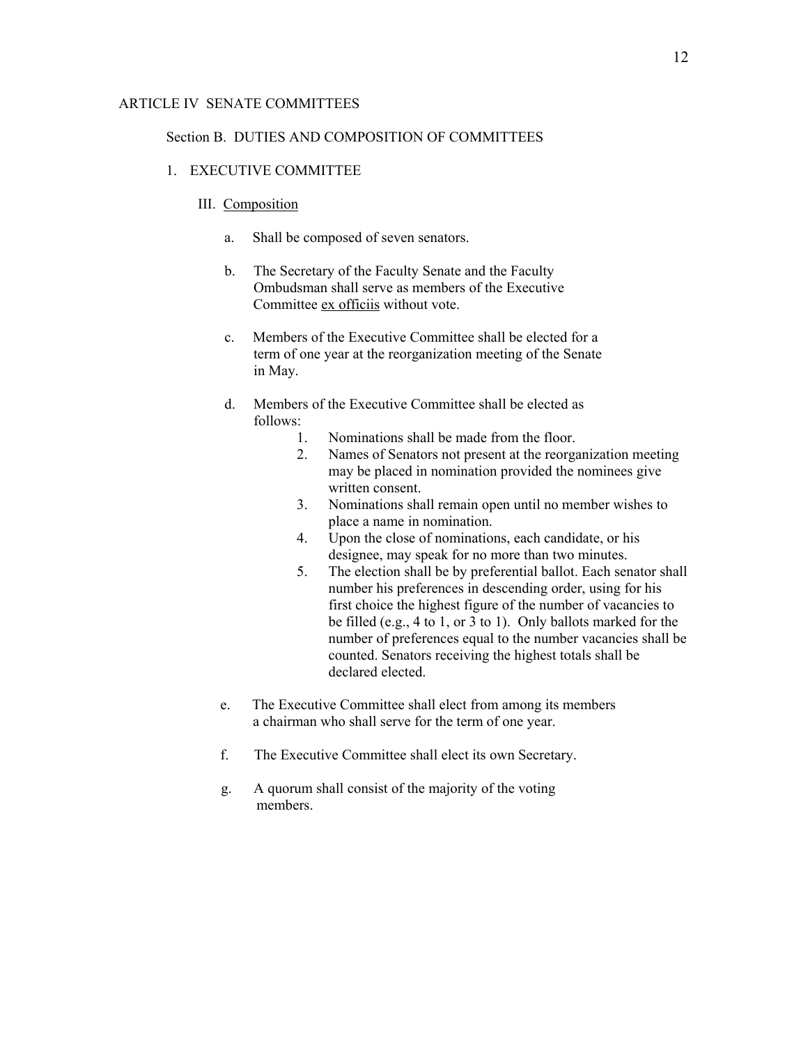ARTICLE IV SENATE COMMITTEES

Section B. DUTIES AND COMPOSITION OF COMMITTEES

1. EXECUTIVE COMMITTEE

III. Composition

a. Shall be composed of seven senators.

b. The Secretary of the Faculty Senate and the Faculty Ombudsman shall serve as members of the Executive Committee ex officiis without vote.

c. Members of the Executive Committee shall be elected for a term of one year at the reorganization meeting of the Senate in May.

d. Members of the Executive Committee shall be elected as follows:

1. Nominations shall be made from the floor.
2. Names of Senators not present at the reorganization meeting may be placed in nomination provided the nominees give written consent.
3. Nominations shall remain open until no member wishes to place a name in nomination.
4. Upon the close of nominations, each candidate, or his designee, may speak for no more than two minutes.
5. The election shall be by preferential ballot. Each senator shall number his preferences in descending order, using for his first choice the highest figure of the number of vacancies to be filled (e.g., 4 to 1, or 3 to 1). Only ballots marked for the number of preferences equal to the number vacancies shall be counted. Senators receiving the highest totals shall be declared elected.

e. The Executive Committee shall elect from among its members a chairman who shall serve for the term of one year.

f. The Executive Committee shall elect its own Secretary.

g. A quorum shall consist of the majority of the voting members.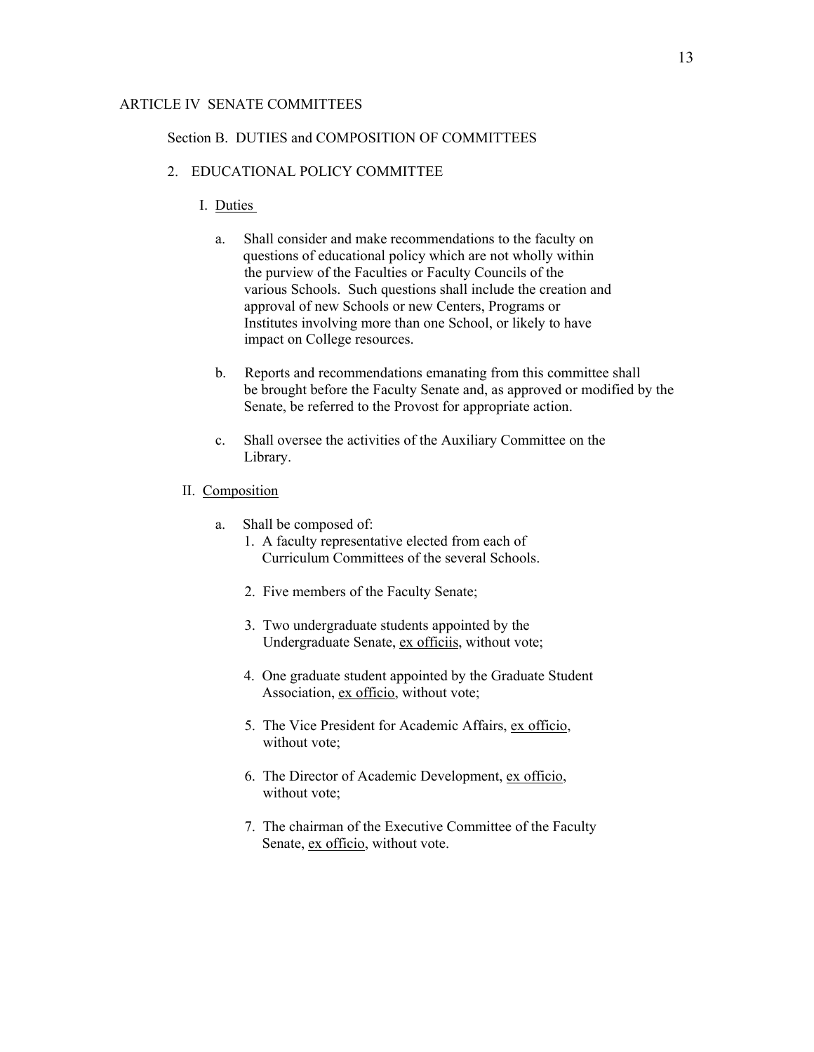ARTICLE IV SENATE COMMITTEES

Section B. DUTIES and COMPOSITION OF COMMITTEES

2. EDUCATIONAL POLICY COMMITTEE

I. Duties

a. Shall consider and make recommendations to the faculty on questions of educational policy which are not wholly within the purview of the Faculties or Faculty Councils of the various Schools. Such questions shall include the creation and approval of new Schools or new Centers, Programs or Institutes involving more than one School, or likely to have impact on College resources.

b. Reports and recommendations emanating from this committee shall be brought before the Faculty Senate and, as approved or modified by the Senate, be referred to the Provost for appropriate action.

c. Shall oversee the activities of the Auxiliary Committee on the Library.

II. Composition

a. Shall be composed of:

1. A faculty representative elected from each of Curriculum Committees of the several Schools.

2. Five members of the Faculty Senate;

3. Two undergraduate students appointed by the Undergraduate Senate, ex officiis, without vote;

4. One graduate student appointed by the Graduate Student Association, ex officio, without vote;

5. The Vice President for Academic Affairs, ex officio, without vote;

6. The Director of Academic Development, ex officio, without vote;

7. The chairman of the Executive Committee of the Faculty Senate, ex officio, without vote.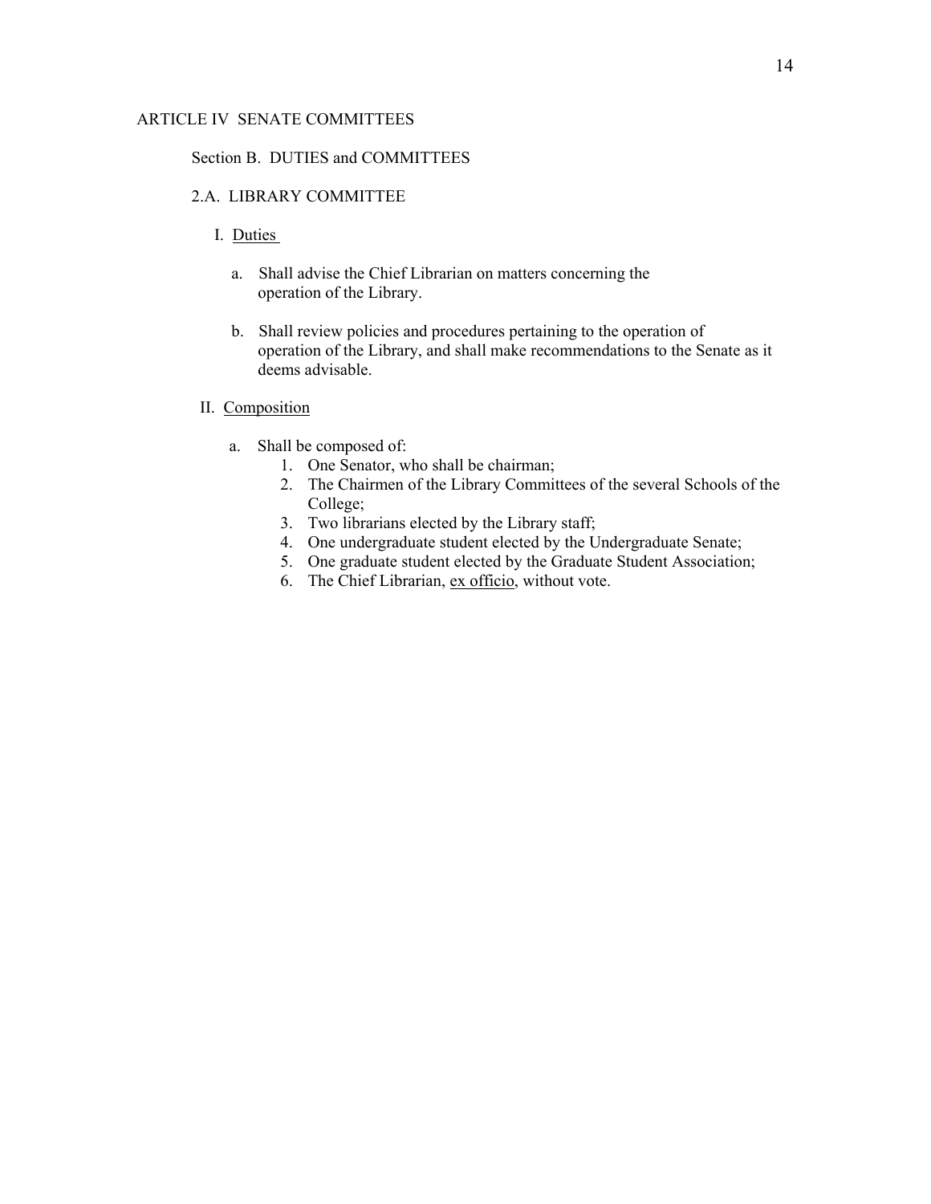ARTICLE IV SENATE COMMITTEES

Section B. DUTIES and COMMITTEES

2.A. LIBRARY COMMITTEE

I. <u>Duties</u>

a. Shall advise the Chief Librarian on matters concerning the operation of the Library.

b. Shall review policies and procedures pertaining to the operation of operation of the Library, and shall make recommendations to the Senate as it deems advisable.

II. <u>Composition</u>

a. Shall be composed of:
   1. One Senator, who shall be chairman;
   2. The Chairmen of the Library Committees of the several Schools of the College;
   3. Two librarians elected by the Library staff;
   4. One undergraduate student elected by the Undergraduate Senate;
   5. One graduate student elected by the Graduate Student Association;
   6. The Chief Librarian, <u>ex officio</u>, without vote.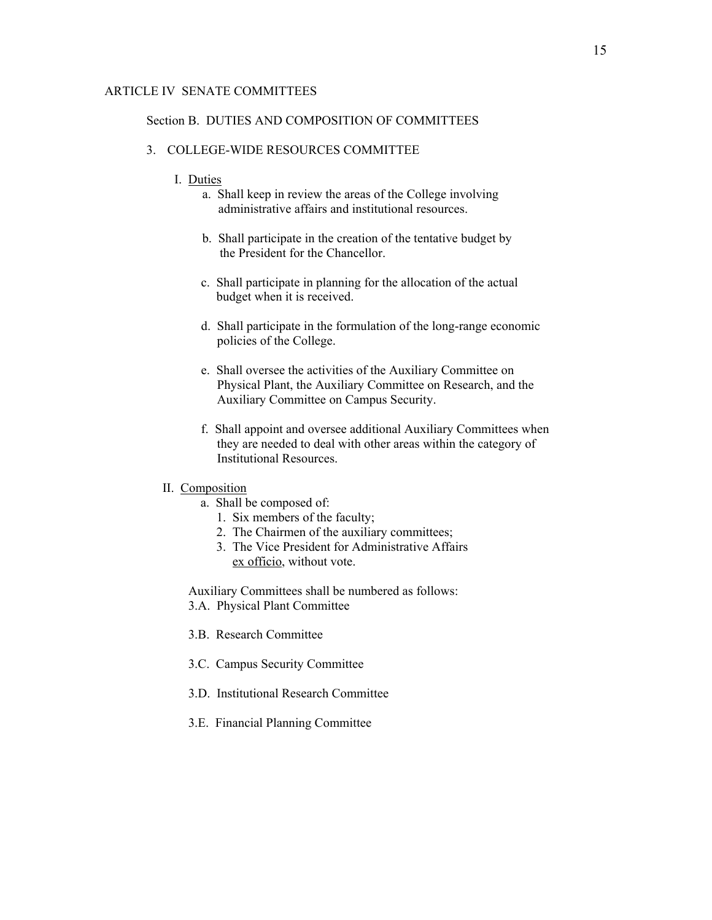## ARTICLE IV SENATE COMMITTEES

### Section B. DUTIES AND COMPOSITION OF COMMITTEES

#### 3. COLLEGE-WIDE RESOURCES COMMITTEE

I. Duties

a. Shall keep in review the areas of the College involving administrative affairs and institutional resources.

b. Shall participate in the creation of the tentative budget by the President for the Chancellor.

c. Shall participate in planning for the allocation of the actual budget when it is received.

d. Shall participate in the formulation of the long-range economic policies of the College.

e. Shall oversee the activities of the Auxiliary Committee on Physical Plant, the Auxiliary Committee on Research, and the Auxiliary Committee on Campus Security.

f. Shall appoint and oversee additional Auxiliary Committees when they are needed to deal with other areas within the category of Institutional Resources.

II. Composition

a. Shall be composed of:
   1. Six members of the faculty;
   2. The Chairmen of the auxiliary committees;
   3. The Vice President for Administrative Affairs *ex officio*, without vote.

Auxiliary Committees shall be numbered as follows:

3.A. Physical Plant Committee

3.B. Research Committee

3.C. Campus Security Committee

3.D. Institutional Research Committee

3.E. Financial Planning Committee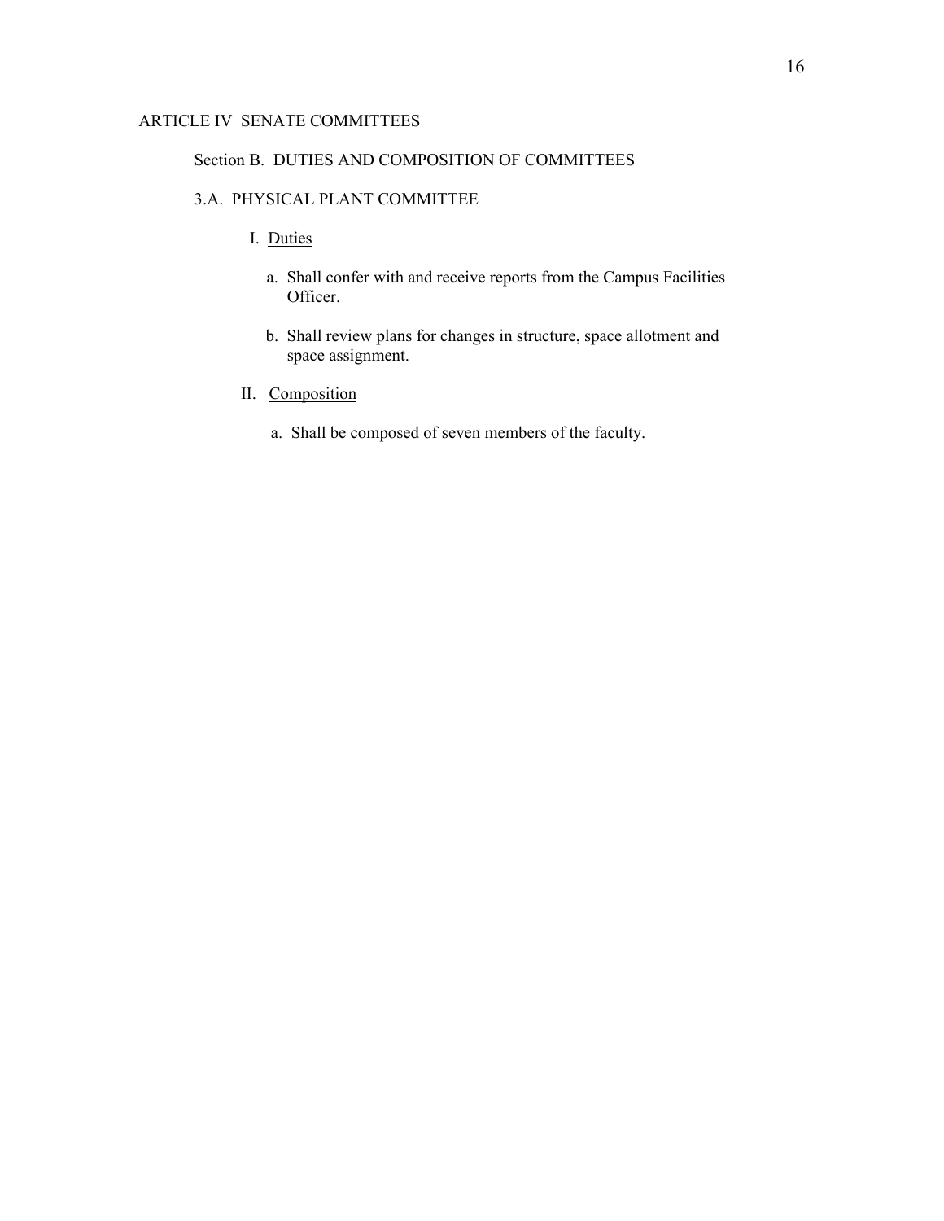## ARTICLE IV SENATE COMMITTEES

### Section B. DUTIES AND COMPOSITION OF COMMITTEES

### 3.A. PHYSICAL PLANT COMMITTEE

I. Duties

a. Shall confer with and receive reports from the Campus Facilities Officer.

b. Shall review plans for changes in structure, space allotment and space assignment.

II. Composition

a. Shall be composed of seven members of the faculty.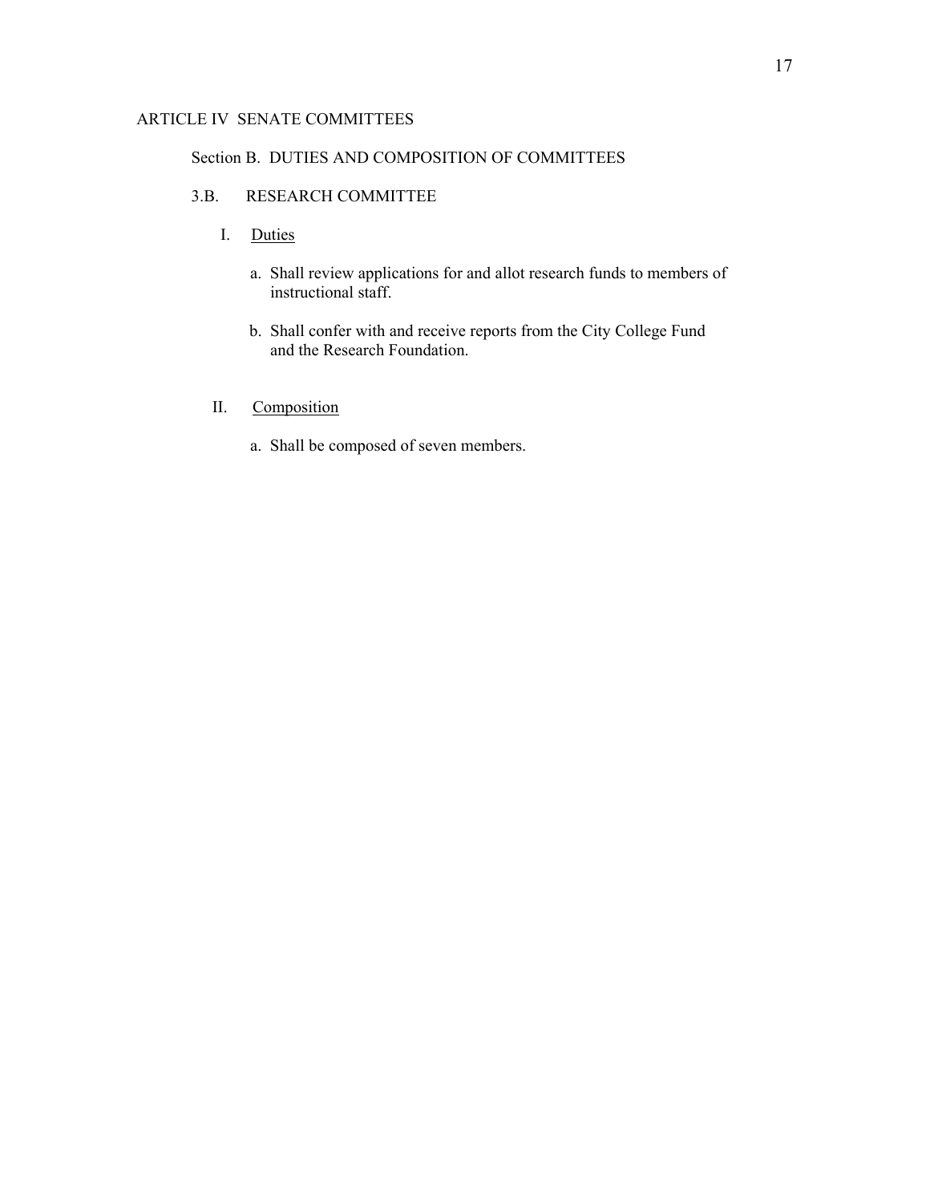ARTICLE IV SENATE COMMITTEES

Section B. DUTIES AND COMPOSITION OF COMMITTEES

3.B. RESEARCH COMMITTEE

I. Duties

a. Shall review applications for and allot research funds to members of instructional staff.

b. Shall confer with and receive reports from the City College Fund and the Research Foundation.

II. Composition

a. Shall be composed of seven members.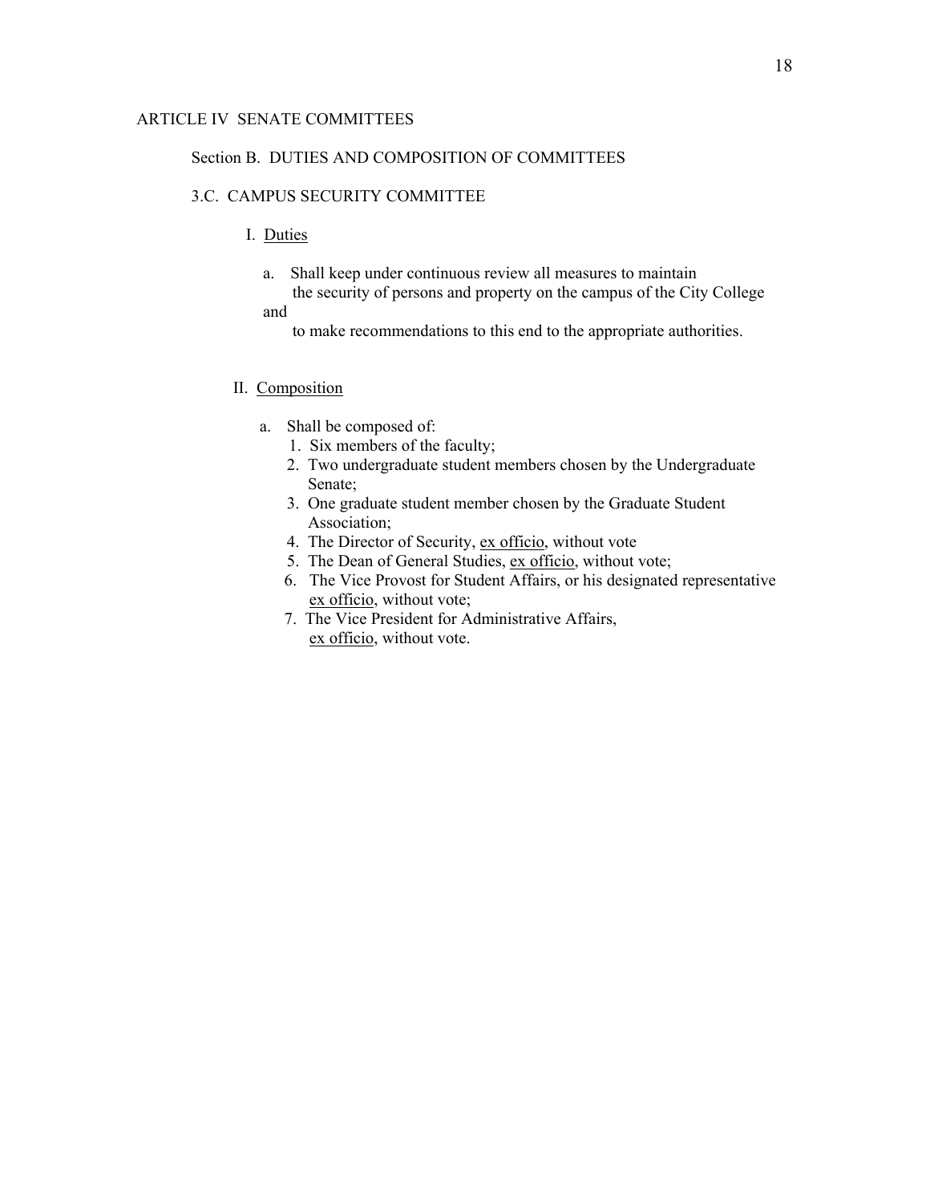ARTICLE IV SENATE COMMITTEES

Section B. DUTIES AND COMPOSITION OF COMMITTEES

3.C. CAMPUS SECURITY COMMITTEE

I. Duties

a. Shall keep under continuous review all measures to maintain the security of persons and property on the campus of the City College and to make recommendations to this end to the appropriate authorities.

II. Composition

a. Shall be composed of:
   1. Six members of the faculty;
   2. Two undergraduate student members chosen by the Undergraduate Senate;
   3. One graduate student member chosen by the Graduate Student Association;
   4. The Director of Security, ex officio, without vote
   5. The Dean of General Studies, ex officio, without vote;
   6. The Vice Provost for Student Affairs, or his designated representative ex officio, without vote;
   7. The Vice President for Administrative Affairs, ex officio, without vote.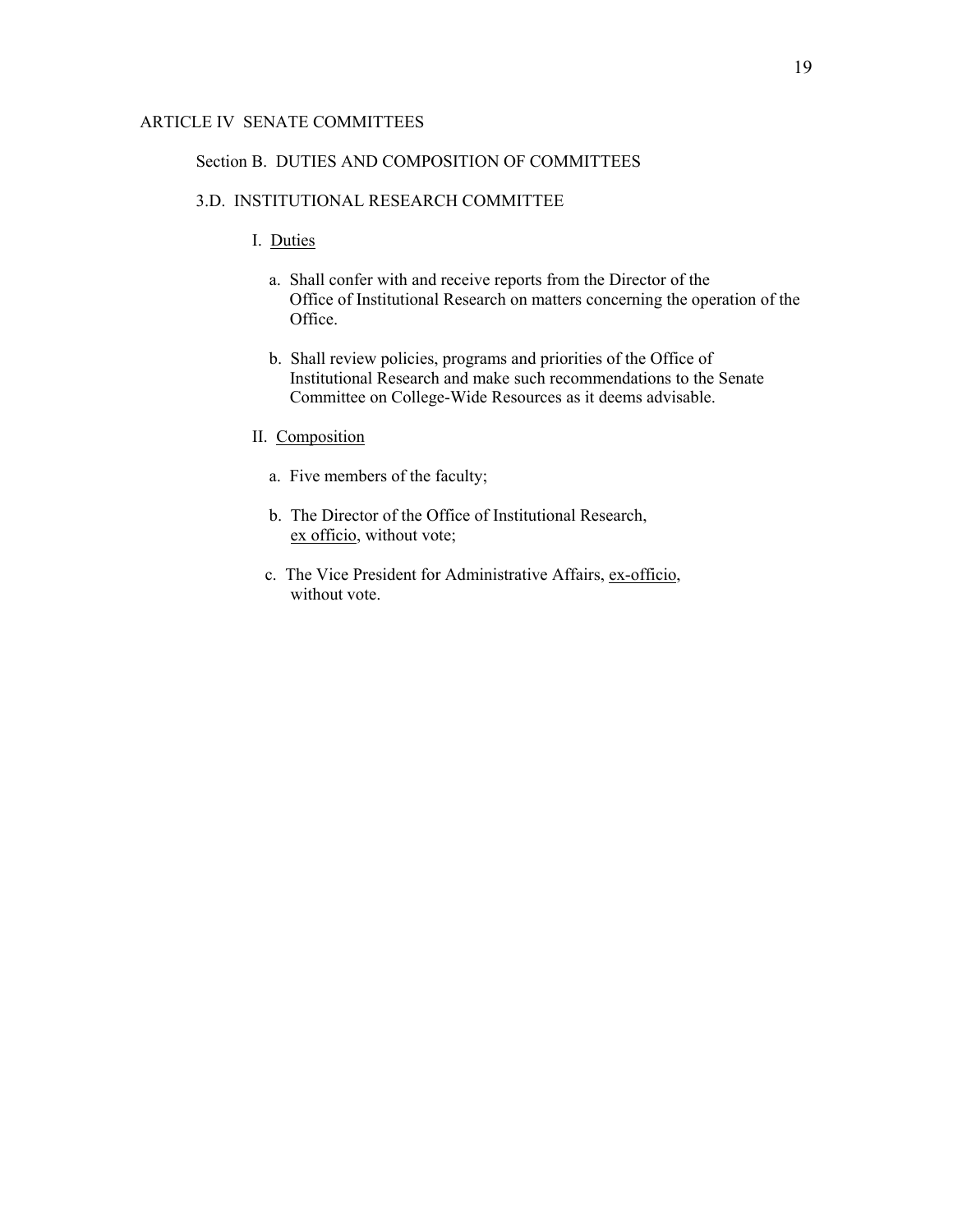## ARTICLE IV SENATE COMMITTEES

### Section B. DUTIES AND COMPOSITION OF COMMITTEES

### 3.D. INSTITUTIONAL RESEARCH COMMITTEE

I. Duties

a. Shall confer with and receive reports from the Director of the Office of Institutional Research on matters concerning the operation of the Office.

b. Shall review policies, programs and priorities of the Office of Institutional Research and make such recommendations to the Senate Committee on College-Wide Resources as it deems advisable.

II. Composition

a. Five members of the faculty;

b. The Director of the Office of Institutional Research, ex officio, without vote;

c. The Vice President for Administrative Affairs, ex-officio, without vote.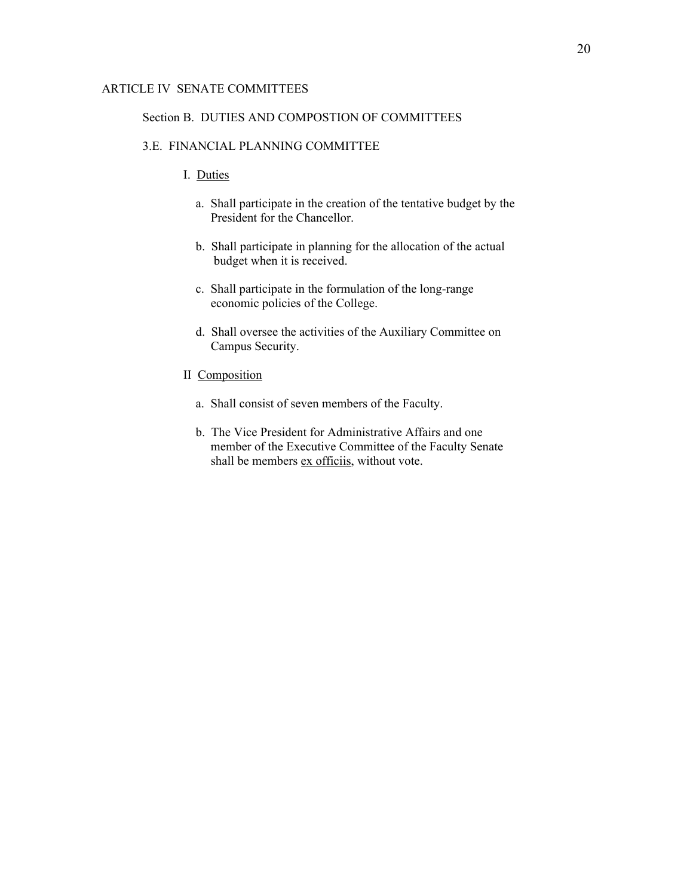## ARTICLE IV SENATE COMMITTEES

### Section B. DUTIES AND COMPOSTION OF COMMITTEES

#### 3.E. FINANCIAL PLANNING COMMITTEE

I. Duties

a. Shall participate in the creation of the tentative budget by the President for the Chancellor.

b. Shall participate in planning for the allocation of the actual budget when it is received.

c. Shall participate in the formulation of the long-range economic policies of the College.

d. Shall oversee the activities of the Auxiliary Committee on Campus Security.

II Composition

a. Shall consist of seven members of the Faculty.

b. The Vice President for Administrative Affairs and one member of the Executive Committee of the Faculty Senate shall be members ex officiis, without vote.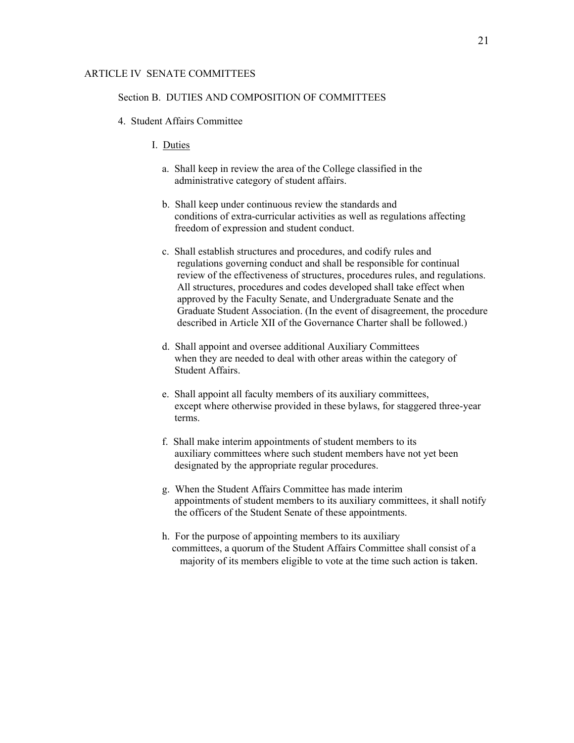ARTICLE IV SENATE COMMITTEES

Section B. DUTIES AND COMPOSITION OF COMMITTEES

4. Student Affairs Committee

I. <u>Duties</u>

a. Shall keep in review the area of the College classified in the administrative category of student affairs.

b. Shall keep under continuous review the standards and conditions of extra-curricular activities as well as regulations affecting freedom of expression and student conduct.

c. Shall establish structures and procedures, and codify rules and regulations governing conduct and shall be responsible for continual review of the effectiveness of structures, procedures rules, and regulations. All structures, procedures and codes developed shall take effect when approved by the Faculty Senate, and Undergraduate Senate and the Graduate Student Association. (In the event of disagreement, the procedure described in Article XII of the Governance Charter shall be followed.)

d. Shall appoint and oversee additional Auxiliary Committees when they are needed to deal with other areas within the category of Student Affairs.

e. Shall appoint all faculty members of its auxiliary committees, except where otherwise provided in these bylaws, for staggered three-year terms.

f. Shall make interim appointments of student members to its auxiliary committees where such student members have not yet been designated by the appropriate regular procedures.

g. When the Student Affairs Committee has made interim appointments of student members to its auxiliary committees, it shall notify the officers of the Student Senate of these appointments.

h. For the purpose of appointing members to its auxiliary committees, a quorum of the Student Affairs Committee shall consist of a majority of its members eligible to vote at the time such action is taken.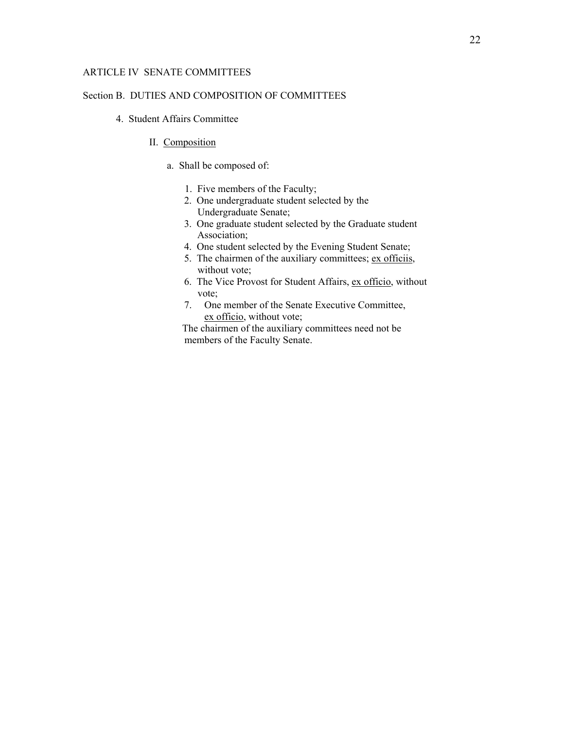ARTICLE IV SENATE COMMITTEES

Section B. DUTIES AND COMPOSITION OF COMMITTEES

4. Student Affairs Committee

II. <u>Composition</u>

a. Shall be composed of:

1. Five members of the Faculty;
2. One undergraduate student selected by the Undergraduate Senate;
3. One graduate student selected by the Graduate student Association;
4. One student selected by the Evening Student Senate;
5. The chairmen of the auxiliary committees; <u>ex officiis</u>, without vote;
6. The Vice Provost for Student Affairs, <u>ex officio</u>, without vote;
7. One member of the Senate Executive Committee, <u>ex officio</u>, without vote;

The chairmen of the auxiliary committees need not be members of the Faculty Senate.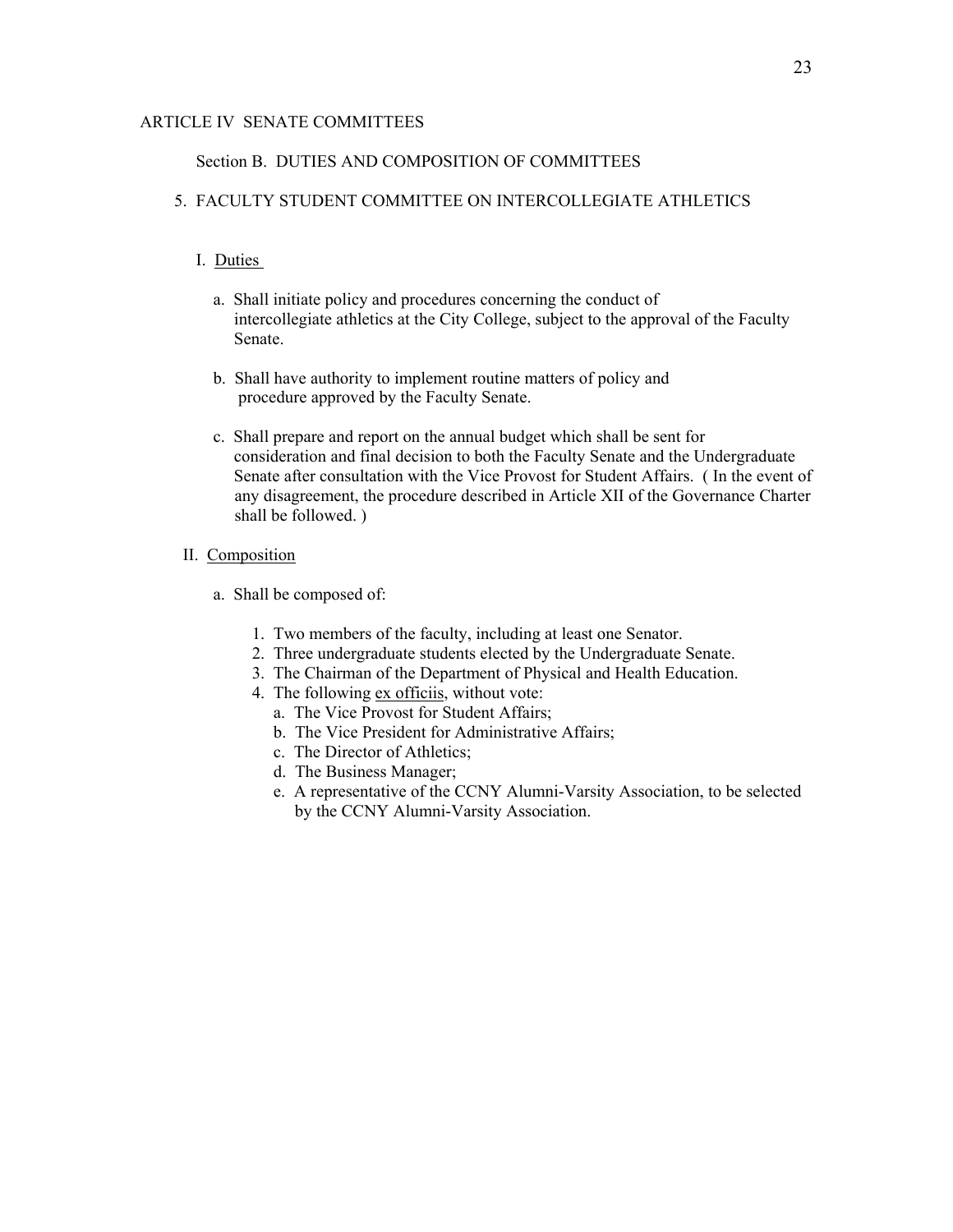ARTICLE IV SENATE COMMITTEES

Section B. DUTIES AND COMPOSITION OF COMMITTEES

5. FACULTY STUDENT COMMITTEE ON INTERCOLLEGIATE ATHLETICS

I. Duties

a. Shall initiate policy and procedures concerning the conduct of intercollegiate athletics at the City College, subject to the approval of the Faculty Senate.

b. Shall have authority to implement routine matters of policy and procedure approved by the Faculty Senate.

c. Shall prepare and report on the annual budget which shall be sent for consideration and final decision to both the Faculty Senate and the Undergraduate Senate after consultation with the Vice Provost for Student Affairs. ( In the event of any disagreement, the procedure described in Article XII of the Governance Charter shall be followed. )

II. Composition

a. Shall be composed of:

1. Two members of the faculty, including at least one Senator.
2. Three undergraduate students elected by the Undergraduate Senate.
3. The Chairman of the Department of Physical and Health Education.
4. The following ex officiis, without vote:
   a. The Vice Provost for Student Affairs;
   b. The Vice President for Administrative Affairs;
   c. The Director of Athletics;
   d. The Business Manager;
   e. A representative of the CCNY Alumni-Varsity Association, to be selected by the CCNY Alumni-Varsity Association.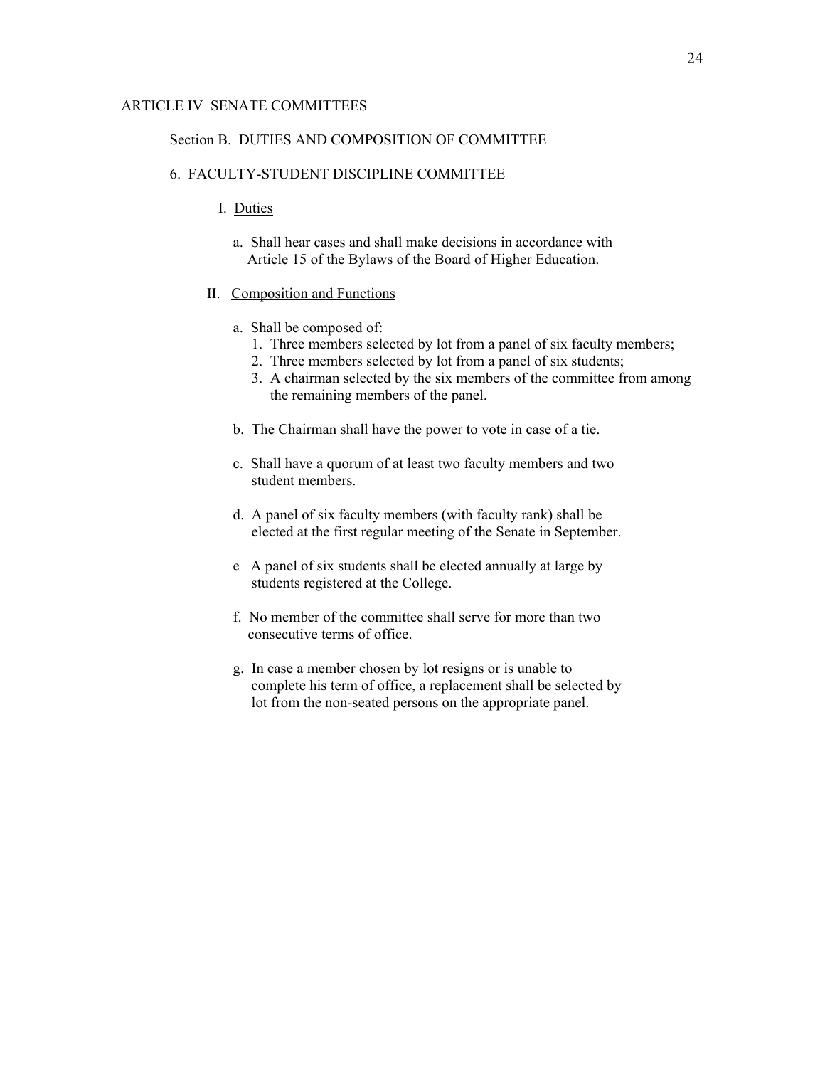## ARTICLE IV SENATE COMMITTEES

### Section B. DUTIES AND COMPOSITION OF COMMITTEE

#### 6. FACULTY-STUDENT DISCIPLINE COMMITTEE

I. Duties

a. Shall hear cases and shall make decisions in accordance with Article 15 of the Bylaws of the Board of Higher Education.

II. Composition and Functions

a. Shall be composed of:
   1. Three members selected by lot from a panel of six faculty members;
   2. Three members selected by lot from a panel of six students;
   3. A chairman selected by the six members of the committee from among the remaining members of the panel.

b. The Chairman shall have the power to vote in case of a tie.

c. Shall have a quorum of at least two faculty members and two student members.

d. A panel of six faculty members (with faculty rank) shall be elected at the first regular meeting of the Senate in September.

e A panel of six students shall be elected annually at large by students registered at the College.

f. No member of the committee shall serve for more than two consecutive terms of office.

g. In case a member chosen by lot resigns or is unable to complete his term of office, a replacement shall be selected by lot from the non-seated persons on the appropriate panel.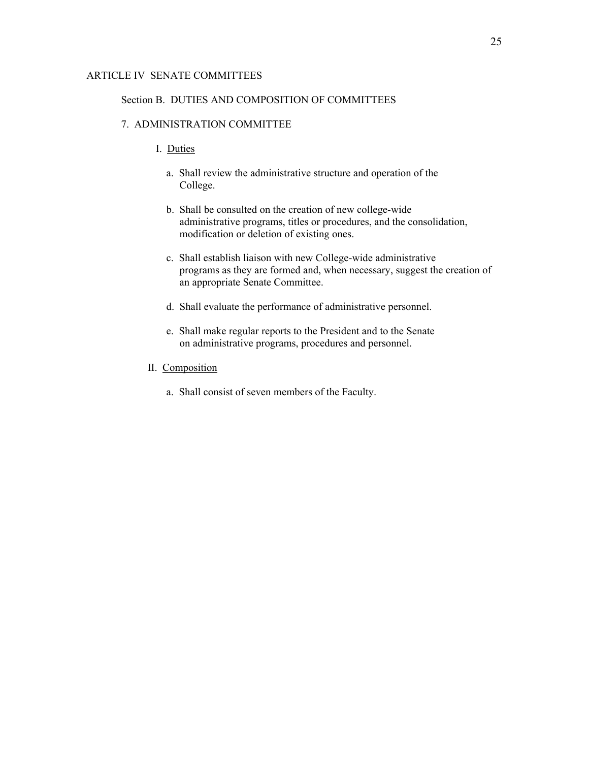ARTICLE IV SENATE COMMITTEES

Section B. DUTIES AND COMPOSITION OF COMMITTEES

7. ADMINISTRATION COMMITTEE

I. Duties

a. Shall review the administrative structure and operation of the College.

b. Shall be consulted on the creation of new college-wide administrative programs, titles or procedures, and the consolidation, modification or deletion of existing ones.

c. Shall establish liaison with new College-wide administrative programs as they are formed and, when necessary, suggest the creation of an appropriate Senate Committee.

d. Shall evaluate the performance of administrative personnel.

e. Shall make regular reports to the President and to the Senate on administrative programs, procedures and personnel.

II. Composition

a. Shall consist of seven members of the Faculty.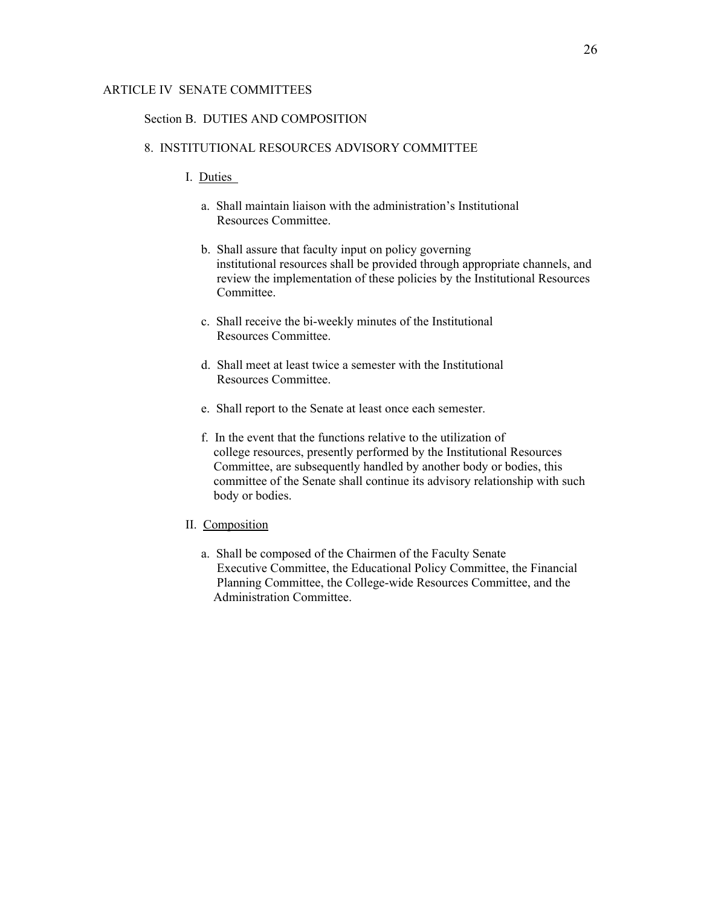ARTICLE IV SENATE COMMITTEES

Section B. DUTIES AND COMPOSITION

8. INSTITUTIONAL RESOURCES ADVISORY COMMITTEE

I. Duties

a. Shall maintain liaison with the administration's Institutional Resources Committee.

b. Shall assure that faculty input on policy governing institutional resources shall be provided through appropriate channels, and review the implementation of these policies by the Institutional Resources Committee.

c. Shall receive the bi-weekly minutes of the Institutional Resources Committee.

d. Shall meet at least twice a semester with the Institutional Resources Committee.

e. Shall report to the Senate at least once each semester.

f. In the event that the functions relative to the utilization of college resources, presently performed by the Institutional Resources Committee, are subsequently handled by another body or bodies, this committee of the Senate shall continue its advisory relationship with such body or bodies.

II. Composition

a. Shall be composed of the Chairmen of the Faculty Senate Executive Committee, the Educational Policy Committee, the Financial Planning Committee, the College-wide Resources Committee, and the Administration Committee.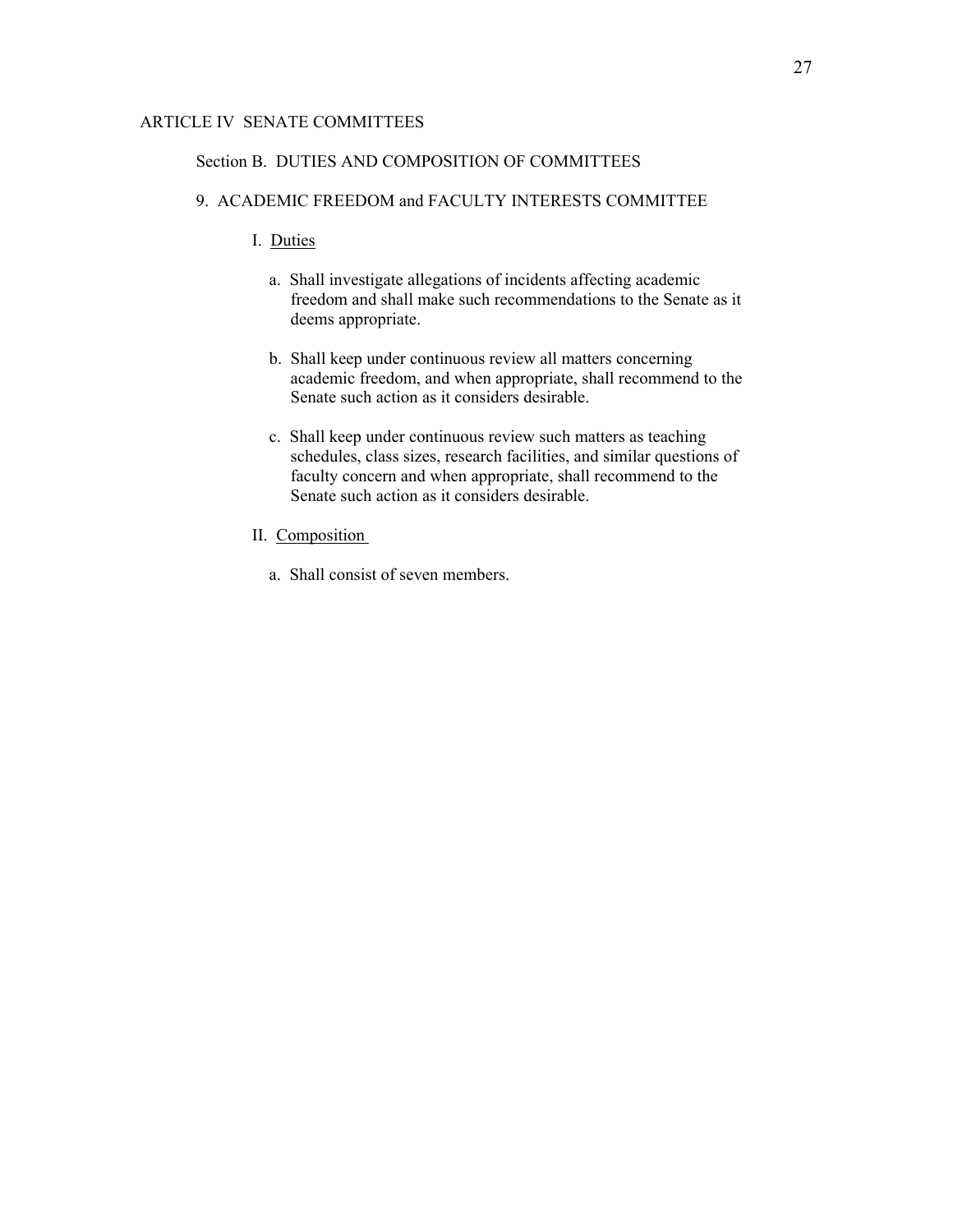ARTICLE IV SENATE COMMITTEES

Section B. DUTIES AND COMPOSITION OF COMMITTEES

9. ACADEMIC FREEDOM and FACULTY INTERESTS COMMITTEE

I. <u>Duties</u>

a. Shall investigate allegations of incidents affecting academic freedom and shall make such recommendations to the Senate as it deems appropriate.

b. Shall keep under continuous review all matters concerning academic freedom, and when appropriate, shall recommend to the Senate such action as it considers desirable.

c. Shall keep under continuous review such matters as teaching schedules, class sizes, research facilities, and similar questions of faculty concern and when appropriate, shall recommend to the Senate such action as it considers desirable.

II. <u>Composition</u>

a. Shall consist of seven members.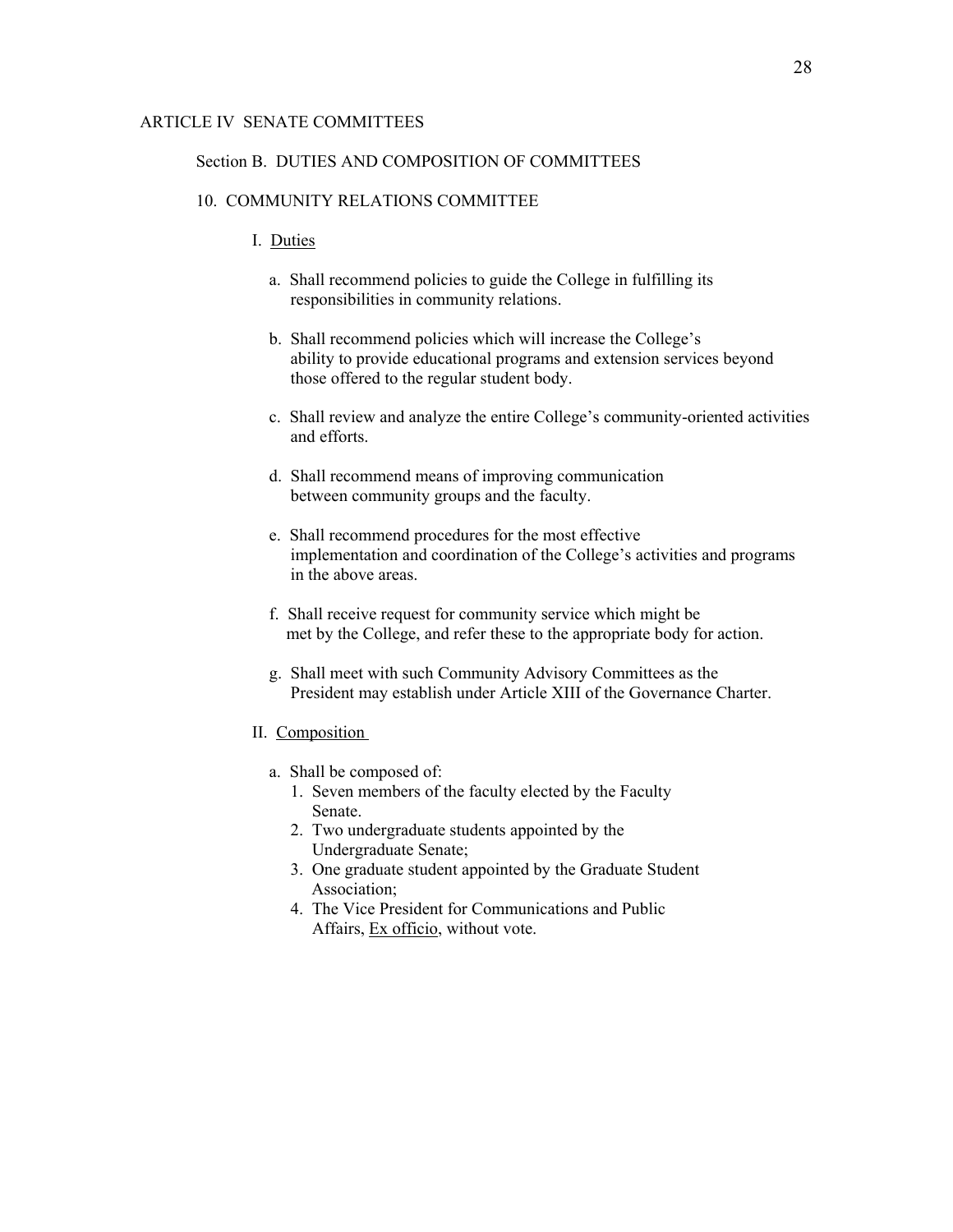ARTICLE IV SENATE COMMITTEES

Section B. DUTIES AND COMPOSITION OF COMMITTEES

10. COMMUNITY RELATIONS COMMITTEE

I. <u>Duties</u>

a. Shall recommend policies to guide the College in fulfilling its responsibilities in community relations.

b. Shall recommend policies which will increase the College's ability to provide educational programs and extension services beyond those offered to the regular student body.

c. Shall review and analyze the entire College's community-oriented activities and efforts.

d. Shall recommend means of improving communication between community groups and the faculty.

e. Shall recommend procedures for the most effective implementation and coordination of the College's activities and programs in the above areas.

f. Shall receive request for community service which might be met by the College, and refer these to the appropriate body for action.

g. Shall meet with such Community Advisory Committees as the President may establish under Article XIII of the Governance Charter.

II. <u>Composition</u>

a. Shall be composed of:
   1. Seven members of the faculty elected by the Faculty Senate.
   2. Two undergraduate students appointed by the Undergraduate Senate;
   3. One graduate student appointed by the Graduate Student Association;
   4. The Vice President for Communications and Public Affairs, <u>Ex officio</u>, without vote.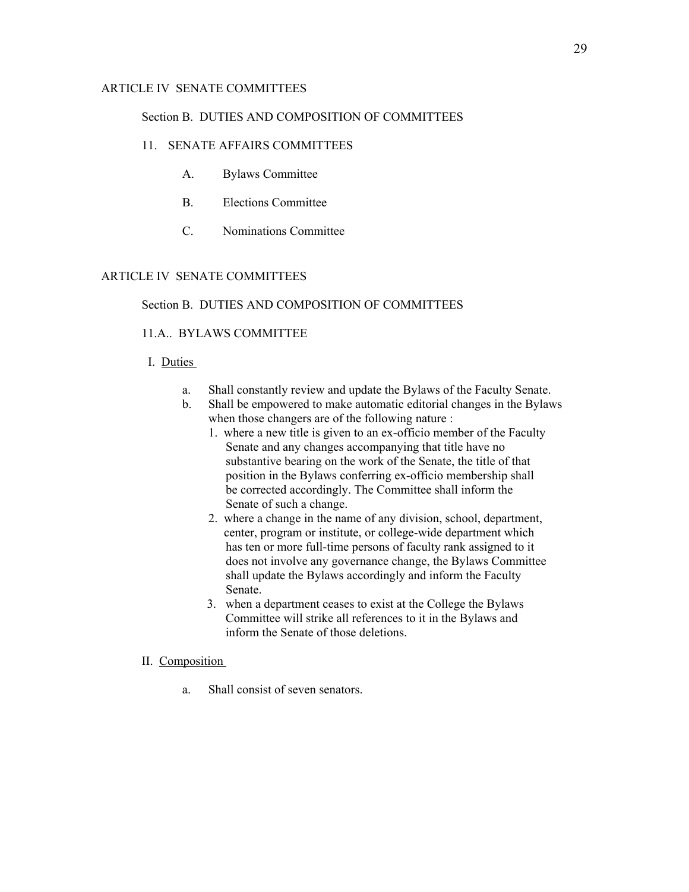ARTICLE IV SENATE COMMITTEES

Section B. DUTIES AND COMPOSITION OF COMMITTEES

11. SENATE AFFAIRS COMMITTEES

A. Bylaws Committee

B. Elections Committee

C. Nominations Committee

ARTICLE IV SENATE COMMITTEES

Section B. DUTIES AND COMPOSITION OF COMMITTEES

11.A.. BYLAWS COMMITTEE

I. Duties

a. Shall constantly review and update the Bylaws of the Faculty Senate.
b. Shall be empowered to make automatic editorial changes in the Bylaws when those changers are of the following nature :
   1. where a new title is given to an ex-officio member of the Faculty Senate and any changes accompanying that title have no substantive bearing on the work of the Senate, the title of that position in the Bylaws conferring ex-officio membership shall be corrected accordingly. The Committee shall inform the Senate of such a change.
   2. where a change in the name of any division, school, department, center, program or institute, or college-wide department which has ten or more full-time persons of faculty rank assigned to it does not involve any governance change, the Bylaws Committee shall update the Bylaws accordingly and inform the Faculty Senate.
   3. when a department ceases to exist at the College the Bylaws Committee will strike all references to it in the Bylaws and inform the Senate of those deletions.

II. Composition

a. Shall consist of seven senators.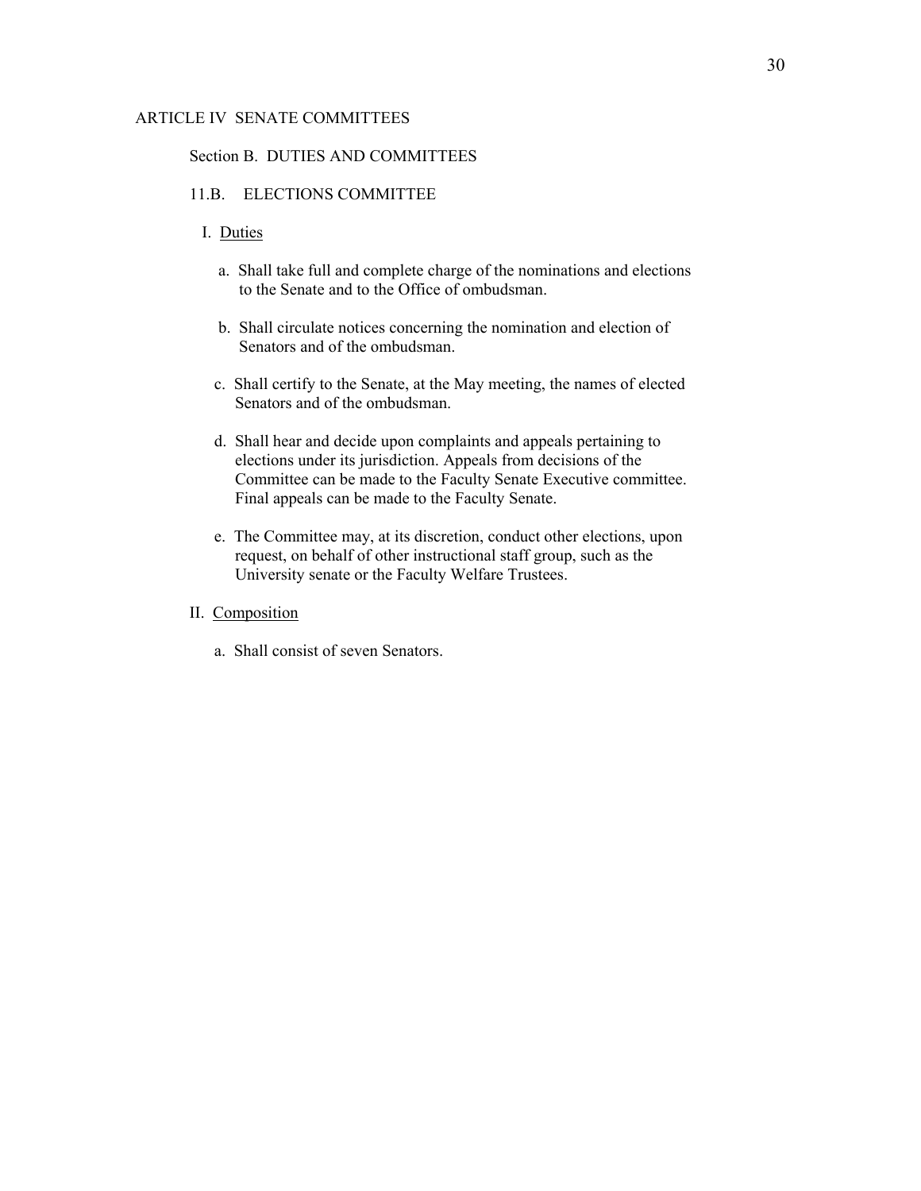## ARTICLE IV SENATE COMMITTEES

### Section B. DUTIES AND COMMITTEES

#### 11.B. ELECTIONS COMMITTEE

I. Duties

a. Shall take full and complete charge of the nominations and elections to the Senate and to the Office of ombudsman.

b. Shall circulate notices concerning the nomination and election of Senators and of the ombudsman.

c. Shall certify to the Senate, at the May meeting, the names of elected Senators and of the ombudsman.

d. Shall hear and decide upon complaints and appeals pertaining to elections under its jurisdiction. Appeals from decisions of the Committee can be made to the Faculty Senate Executive committee. Final appeals can be made to the Faculty Senate.

e. The Committee may, at its discretion, conduct other elections, upon request, on behalf of other instructional staff group, such as the University senate or the Faculty Welfare Trustees.

II. Composition

a. Shall consist of seven Senators.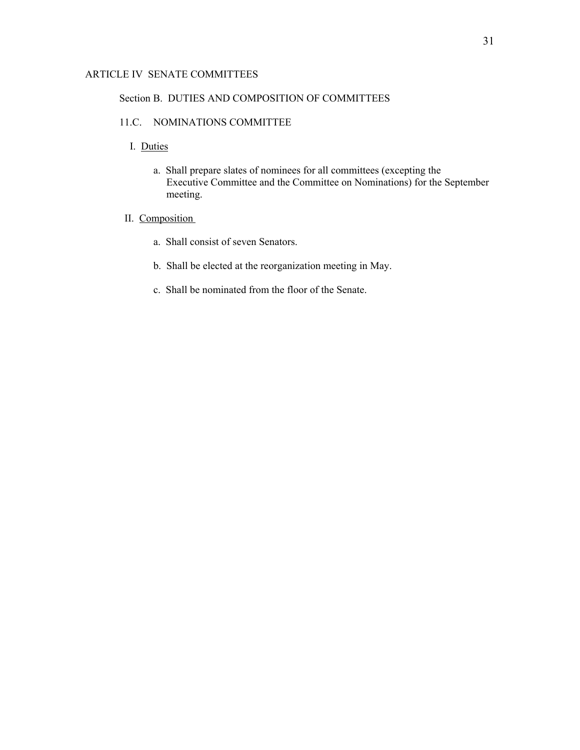ARTICLE IV SENATE COMMITTEES

Section B. DUTIES AND COMPOSITION OF COMMITTEES

11.C. NOMINATIONS COMMITTEE

I. <u>Duties</u>

a. Shall prepare slates of nominees for all committees (excepting the Executive Committee and the Committee on Nominations) for the September meeting.

II. <u>Composition</u>

a. Shall consist of seven Senators.

b. Shall be elected at the reorganization meeting in May.

c. Shall be nominated from the floor of the Senate.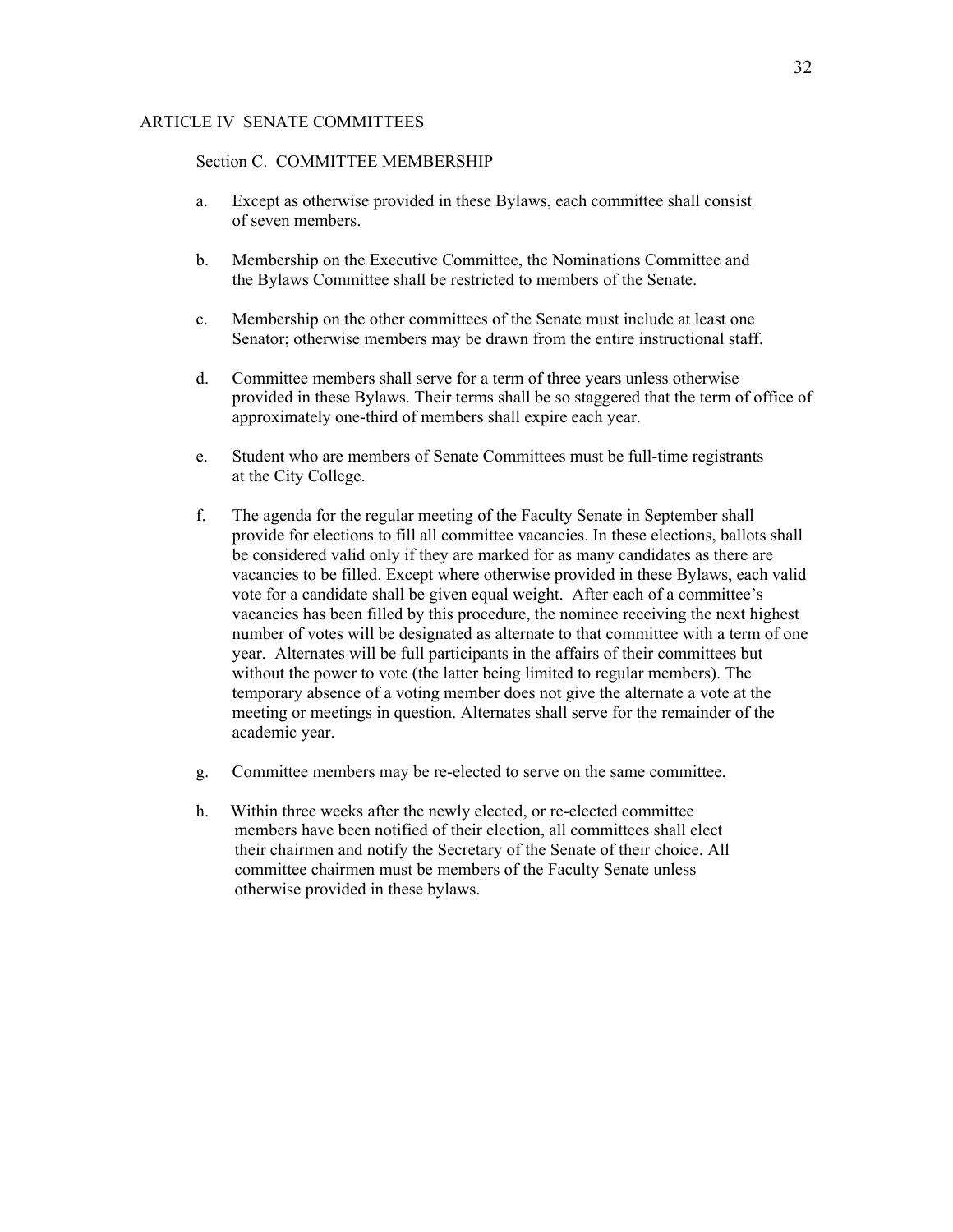## ARTICLE IV SENATE COMMITTEES

### Section C. COMMITTEE MEMBERSHIP

a. Except as otherwise provided in these Bylaws, each committee shall consist of seven members.

b. Membership on the Executive Committee, the Nominations Committee and the Bylaws Committee shall be restricted to members of the Senate.

c. Membership on the other committees of the Senate must include at least one Senator; otherwise members may be drawn from the entire instructional staff.

d. Committee members shall serve for a term of three years unless otherwise provided in these Bylaws. Their terms shall be so staggered that the term of office of approximately one-third of members shall expire each year.

e. Student who are members of Senate Committees must be full-time registrants at the City College.

f. The agenda for the regular meeting of the Faculty Senate in September shall provide for elections to fill all committee vacancies. In these elections, ballots shall be considered valid only if they are marked for as many candidates as there are vacancies to be filled. Except where otherwise provided in these Bylaws, each valid vote for a candidate shall be given equal weight. After each of a committee's vacancies has been filled by this procedure, the nominee receiving the next highest number of votes will be designated as alternate to that committee with a term of one year. Alternates will be full participants in the affairs of their committees but without the power to vote (the latter being limited to regular members). The temporary absence of a voting member does not give the alternate a vote at the meeting or meetings in question. Alternates shall serve for the remainder of the academic year.

g. Committee members may be re-elected to serve on the same committee.

h. Within three weeks after the newly elected, or re-elected committee members have been notified of their election, all committees shall elect their chairmen and notify the Secretary of the Senate of their choice. All committee chairmen must be members of the Faculty Senate unless otherwise provided in these bylaws.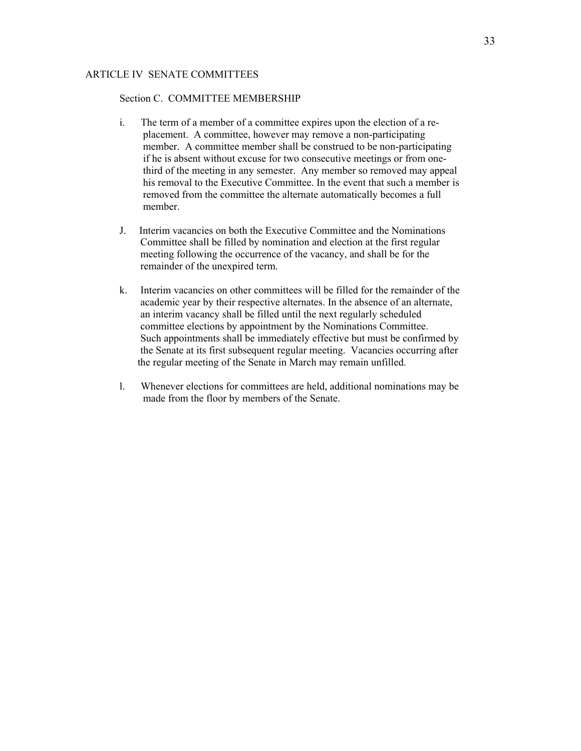ARTICLE IV SENATE COMMITTEES

Section C. COMMITTEE MEMBERSHIP

i. The term of a member of a committee expires upon the election of a replacement. A committee, however may remove a non-participating member. A committee member shall be construed to be non-participating if he is absent without excuse for two consecutive meetings or from one-third of the meeting in any semester. Any member so removed may appeal his removal to the Executive Committee. In the event that such a member is removed from the committee the alternate automatically becomes a full member.

J. Interim vacancies on both the Executive Committee and the Nominations Committee shall be filled by nomination and election at the first regular meeting following the occurrence of the vacancy, and shall be for the remainder of the unexpired term.

k. Interim vacancies on other committees will be filled for the remainder of the academic year by their respective alternates. In the absence of an alternate, an interim vacancy shall be filled until the next regularly scheduled committee elections by appointment by the Nominations Committee. Such appointments shall be immediately effective but must be confirmed by the Senate at its first subsequent regular meeting. Vacancies occurring after the regular meeting of the Senate in March may remain unfilled.

l. Whenever elections for committees are held, additional nominations may be made from the floor by members of the Senate.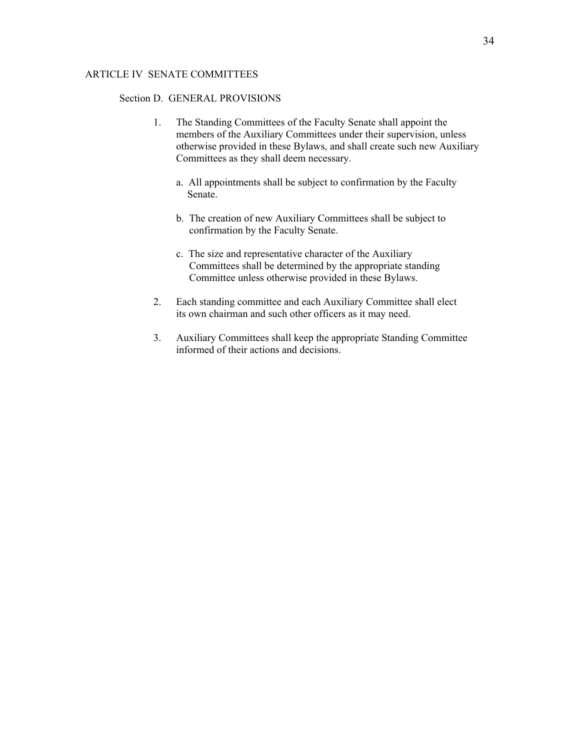## ARTICLE IV SENATE COMMITTEES

### Section D. GENERAL PROVISIONS

1. The Standing Committees of the Faculty Senate shall appoint the members of the Auxiliary Committees under their supervision, unless otherwise provided in these Bylaws, and shall create such new Auxiliary Committees as they shall deem necessary.

   a. All appointments shall be subject to confirmation by the Faculty Senate.

   b. The creation of new Auxiliary Committees shall be subject to confirmation by the Faculty Senate.

   c. The size and representative character of the Auxiliary Committees shall be determined by the appropriate standing Committee unless otherwise provided in these Bylaws.

2. Each standing committee and each Auxiliary Committee shall elect its own chairman and such other officers as it may need.

3. Auxiliary Committees shall keep the appropriate Standing Committee informed of their actions and decisions.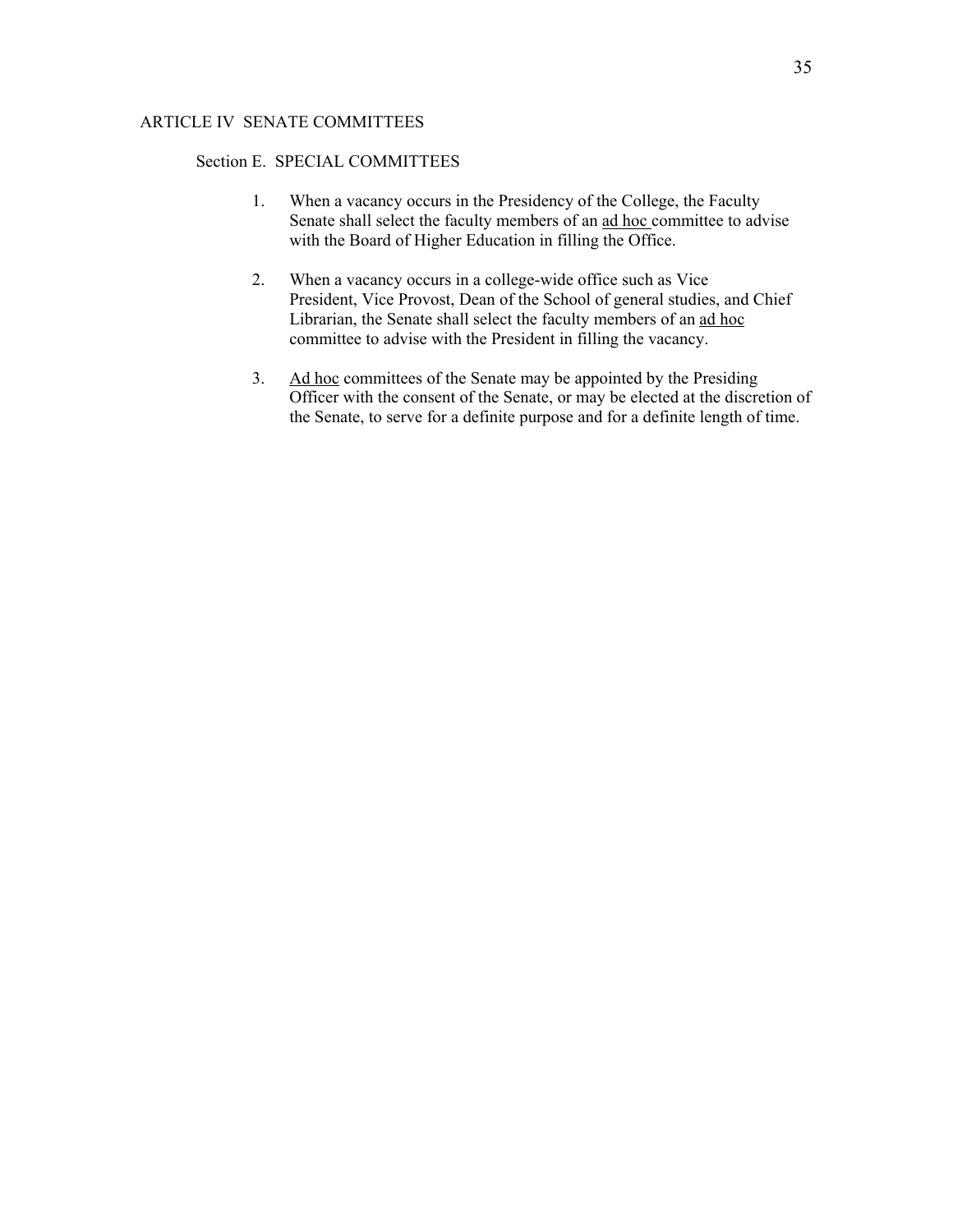## ARTICLE IV SENATE COMMITTEES

### Section E. SPECIAL COMMITTEES

1. When a vacancy occurs in the Presidency of the College, the Faculty Senate shall select the faculty members of an ad hoc committee to advise with the Board of Higher Education in filling the Office.

2. When a vacancy occurs in a college-wide office such as Vice President, Vice Provost, Dean of the School of general studies, and Chief Librarian, the Senate shall select the faculty members of an ad hoc committee to advise with the President in filling the vacancy.

3. Ad hoc committees of the Senate may be appointed by the Presiding Officer with the consent of the Senate, or may be elected at the discretion of the Senate, to serve for a definite purpose and for a definite length of time.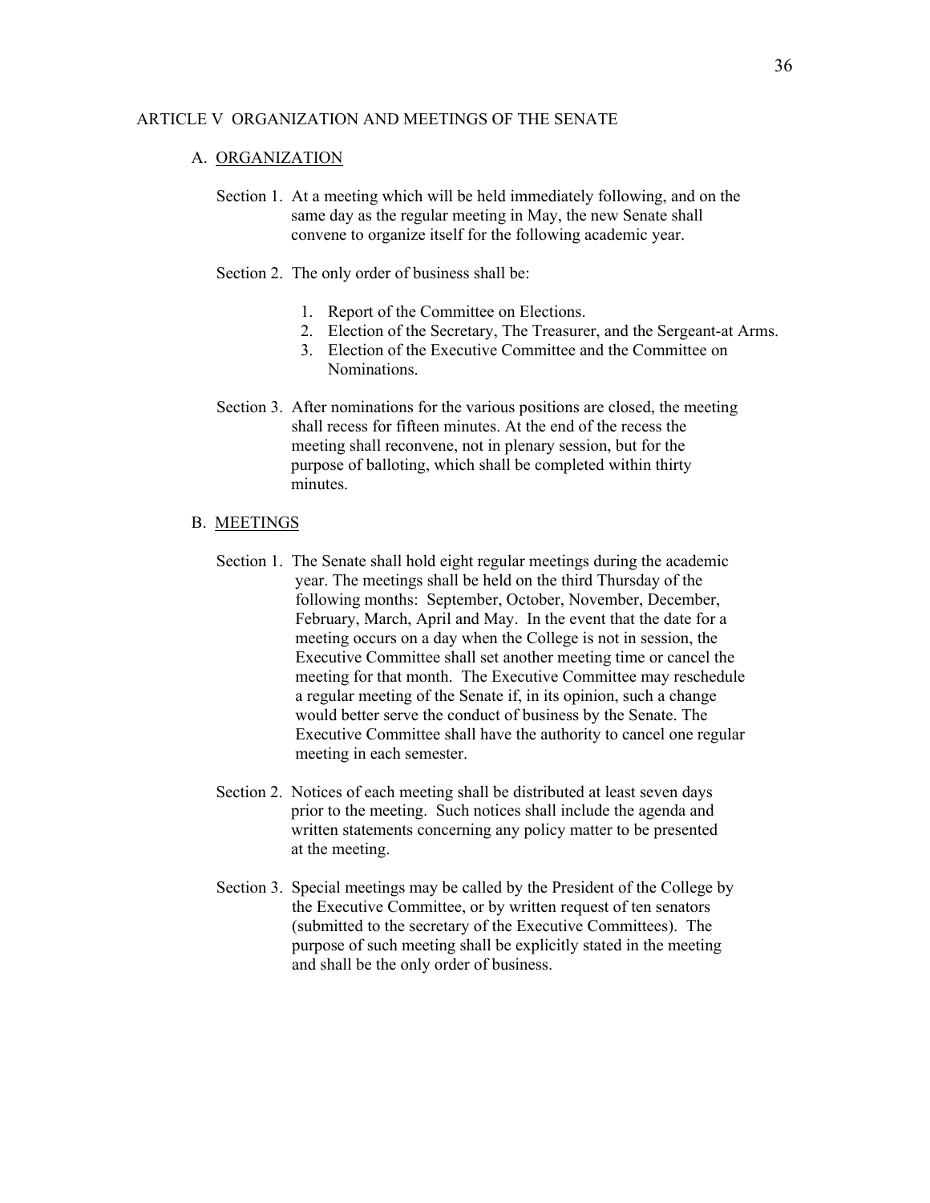## ARTICLE V ORGANIZATION AND MEETINGS OF THE SENATE

### A. ORGANIZATION

Section 1. At a meeting which will be held immediately following, and on the same day as the regular meeting in May, the new Senate shall convene to organize itself for the following academic year.

Section 2. The only order of business shall be:

1. Report of the Committee on Elections.
2. Election of the Secretary, The Treasurer, and the Sergeant-at Arms.
3. Election of the Executive Committee and the Committee on Nominations.

Section 3. After nominations for the various positions are closed, the meeting shall recess for fifteen minutes. At the end of the recess the meeting shall reconvene, not in plenary session, but for the purpose of balloting, which shall be completed within thirty minutes.

### B. MEETINGS

Section 1. The Senate shall hold eight regular meetings during the academic year. The meetings shall be held on the third Thursday of the following months: September, October, November, December, February, March, April and May. In the event that the date for a meeting occurs on a day when the College is not in session, the Executive Committee shall set another meeting time or cancel the meeting for that month. The Executive Committee may reschedule a regular meeting of the Senate if, in its opinion, such a change would better serve the conduct of business by the Senate. The Executive Committee shall have the authority to cancel one regular meeting in each semester.

Section 2. Notices of each meeting shall be distributed at least seven days prior to the meeting. Such notices shall include the agenda and written statements concerning any policy matter to be presented at the meeting.

Section 3. Special meetings may be called by the President of the College by the Executive Committee, or by written request of ten senators (submitted to the secretary of the Executive Committees). The purpose of such meeting shall be explicitly stated in the meeting and shall be the only order of business.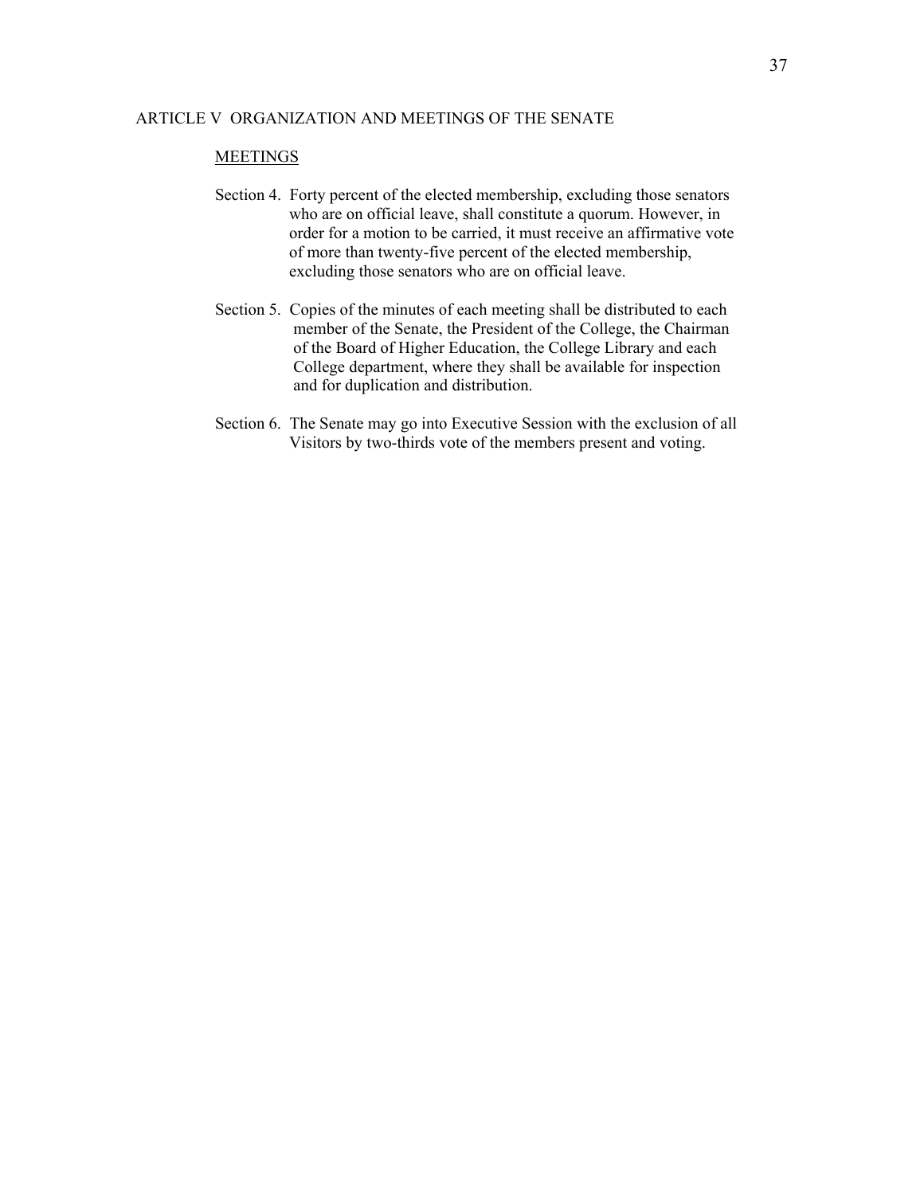ARTICLE V ORGANIZATION AND MEETINGS OF THE SENATE

MEETINGS

Section 4. Forty percent of the elected membership, excluding those senators who are on official leave, shall constitute a quorum. However, in order for a motion to be carried, it must receive an affirmative vote of more than twenty-five percent of the elected membership, excluding those senators who are on official leave.

Section 5. Copies of the minutes of each meeting shall be distributed to each member of the Senate, the President of the College, the Chairman of the Board of Higher Education, the College Library and each College department, where they shall be available for inspection and for duplication and distribution.

Section 6. The Senate may go into Executive Session with the exclusion of all Visitors by two-thirds vote of the members present and voting.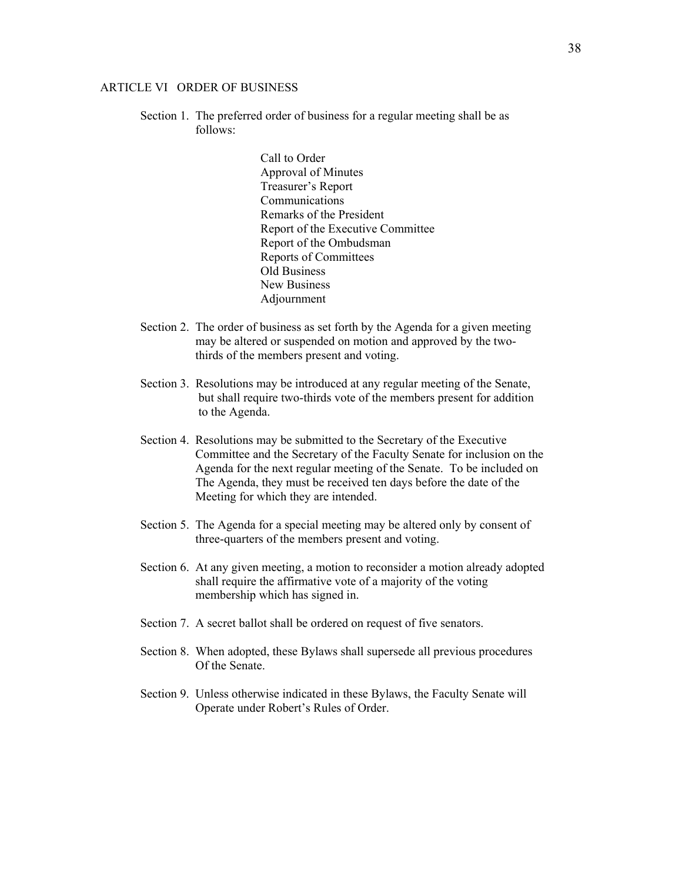## ARTICLE VI ORDER OF BUSINESS

Section 1. The preferred order of business for a regular meeting shall be as follows:

Call to Order
Approval of Minutes
Treasurer's Report
Communications
Remarks of the President
Report of the Executive Committee
Report of the Ombudsman
Reports of Committees
Old Business
New Business
Adjournment

Section 2. The order of business as set forth by the Agenda for a given meeting may be altered or suspended on motion and approved by the two-thirds of the members present and voting.

Section 3. Resolutions may be introduced at any regular meeting of the Senate, but shall require two-thirds vote of the members present for addition to the Agenda.

Section 4. Resolutions may be submitted to the Secretary of the Executive Committee and the Secretary of the Faculty Senate for inclusion on the Agenda for the next regular meeting of the Senate. To be included on The Agenda, they must be received ten days before the date of the Meeting for which they are intended.

Section 5. The Agenda for a special meeting may be altered only by consent of three-quarters of the members present and voting.

Section 6. At any given meeting, a motion to reconsider a motion already adopted shall require the affirmative vote of a majority of the voting membership which has signed in.

Section 7. A secret ballot shall be ordered on request of five senators.

Section 8. When adopted, these Bylaws shall supersede all previous procedures Of the Senate.

Section 9. Unless otherwise indicated in these Bylaws, the Faculty Senate will Operate under Robert's Rules of Order.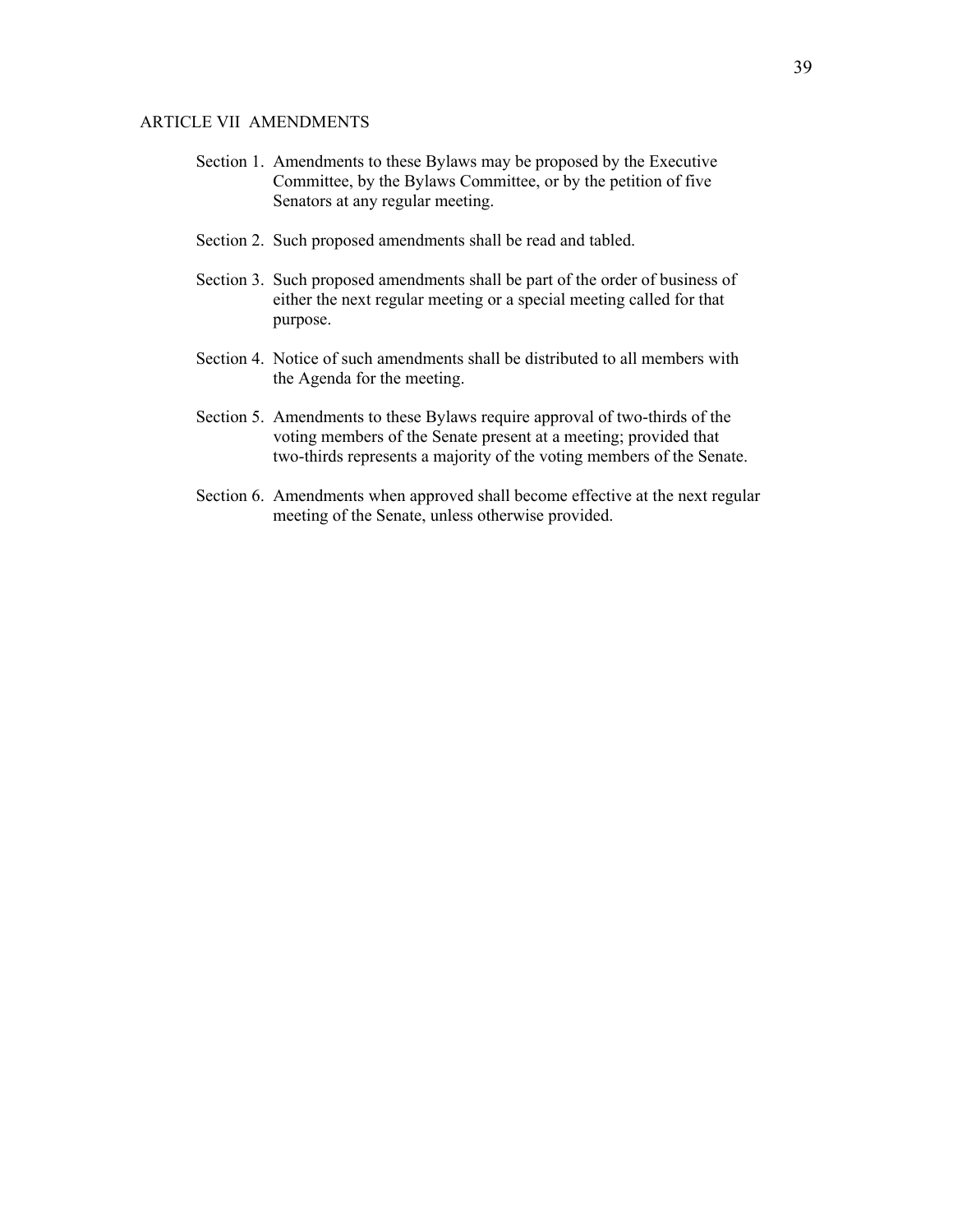## ARTICLE VII AMENDMENTS

Section 1. Amendments to these Bylaws may be proposed by the Executive Committee, by the Bylaws Committee, or by the petition of five Senators at any regular meeting.

Section 2. Such proposed amendments shall be read and tabled.

Section 3. Such proposed amendments shall be part of the order of business of either the next regular meeting or a special meeting called for that purpose.

Section 4. Notice of such amendments shall be distributed to all members with the Agenda for the meeting.

Section 5. Amendments to these Bylaws require approval of two-thirds of the voting members of the Senate present at a meeting; provided that two-thirds represents a majority of the voting members of the Senate.

Section 6. Amendments when approved shall become effective at the next regular meeting of the Senate, unless otherwise provided.